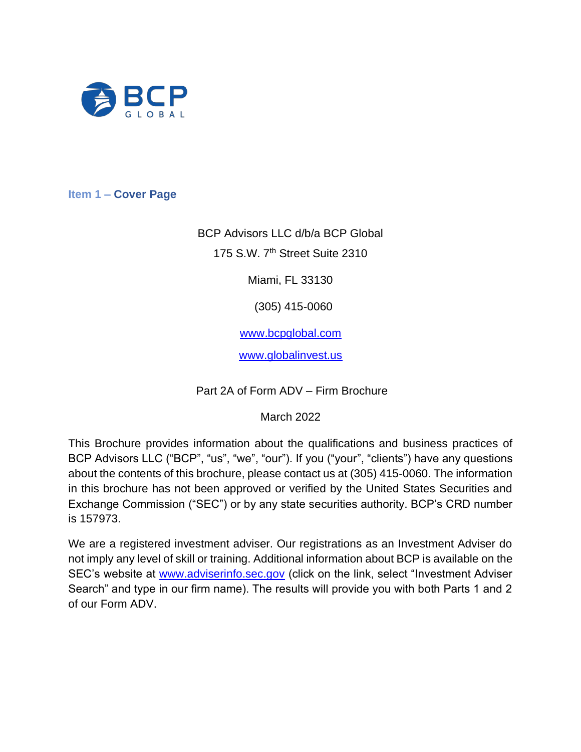## Item 1 – Cover Page

BCP Advisors LLC d/b/a BCP Global

175 S.W. 7th Street Suite 2310

Miami, FL 33130

(305) 415-0060

www.bcpglobal.com

www.globalinvest.us

Part 2A of Form ADV – Firm Brochure

March 2022

This Brochure provides information about the qualifications and business practices of BCP Advisors LLC ("BCP", "us", "we", "our"). If you ("your", "clients") have any questions about the contents of this brochure, please contact us at (305) 415-0060. The information in this brochure has not been approved or verified by the United States Securities and Exchange Commission ("SEC") or by any state securities authority. BCP's CRD number is 157973.

We are a registered investment adviser. Our registrations as an Investment Adviser do not imply any level of skill or training. Additional information about BCP is available on the SEC's website at www.adviserinfo.sec.gov (click on the link, select "Investment Adviser Search" and type in our firm name). The results will provide you with both Parts 1 and 2 of our Form ADV.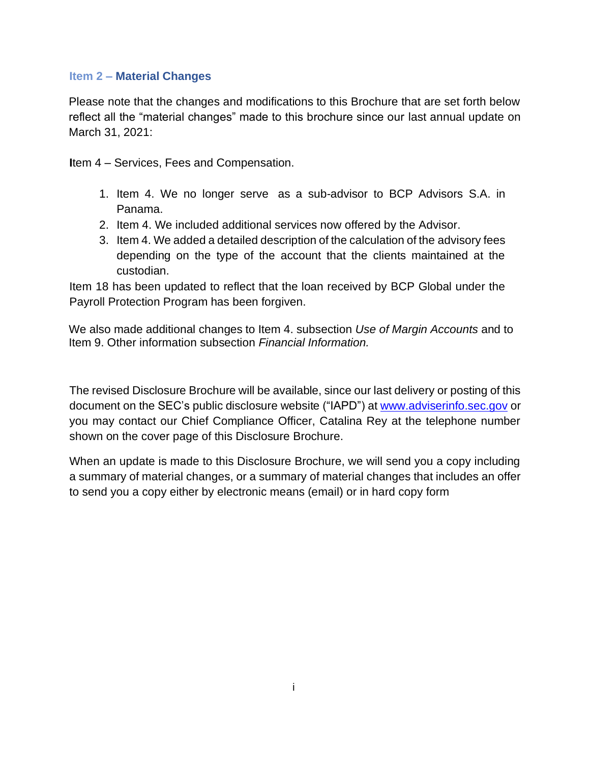## Item 2 – Material Changes

Please note that the changes and modifications to this Brochure that are set forth below reflect all the "material changes" made to this brochure since our last annual update on March 31, 2021:

Item 4 – Services, Fees and Compensation.

1. Item 4. We no longer serve as a sub-advisor to BCP Advisors S.A. in Panama.
2. Item 4. We included additional services now offered by the Advisor.
3. Item 4. We added a detailed description of the calculation of the advisory fees depending on the type of the account that the clients maintained at the custodian.

Item 18 has been updated to reflect that the loan received by BCP Global under the Payroll Protection Program has been forgiven.

We also made additional changes to Item 4. subsection *Use of Margin Accounts* and to Item 9. Other information subsection *Financial Information.*

The revised Disclosure Brochure will be available, since our last delivery or posting of this document on the SEC's public disclosure website ("IAPD") at www.adviserinfo.sec.gov or you may contact our Chief Compliance Officer, Catalina Rey at the telephone number shown on the cover page of this Disclosure Brochure.

When an update is made to this Disclosure Brochure, we will send you a copy including a summary of material changes, or a summary of material changes that includes an offer to send you a copy either by electronic means (email) or in hard copy form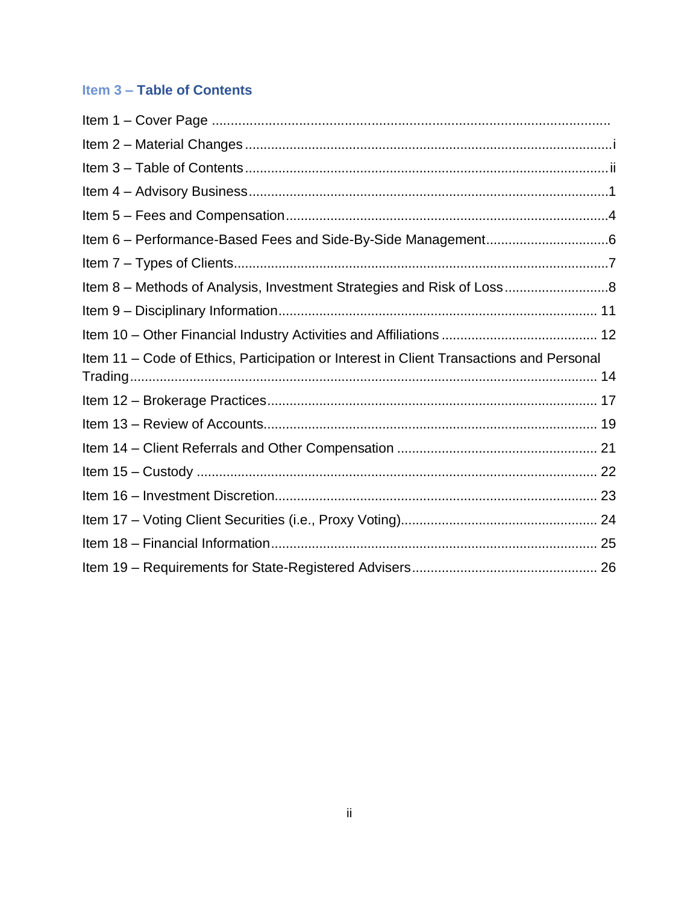## Item 3 – Table of Contents

Item 1 – Cover Page ..........................................................................................................

Item 2 – Material Changes ..................................................................................................i

Item 3 – Table of Contents ..................................................................................................ii

Item 4 – Advisory Business ..................................................................................................1

Item 5 – Fees and Compensation ........................................................................................4

Item 6 – Performance-Based Fees and Side-By-Side Management ....................................6

Item 7 – Types of Clients ......................................................................................................7

Item 8 – Methods of Analysis, Investment Strategies and Risk of Loss ...............................8

Item 9 – Disciplinary Information ....................................................................................... 11

Item 10 – Other Financial Industry Activities and Affiliations ............................................ 12

Item 11 – Code of Ethics, Participation or Interest in Client Transactions and Personal Trading ............................................................................................................................. 14

Item 12 – Brokerage Practices .......................................................................................... 17

Item 13 – Review of Accounts ........................................................................................... 19

Item 14 – Client Referrals and Other Compensation ........................................................ 21

Item 15 – Custody ............................................................................................................. 22

Item 16 – Investment Discretion ........................................................................................ 23

Item 17 – Voting Client Securities (i.e., Proxy Voting) ...................................................... 24

Item 18 – Financial Information ......................................................................................... 25

Item 19 – Requirements for State-Registered Advisers .................................................... 26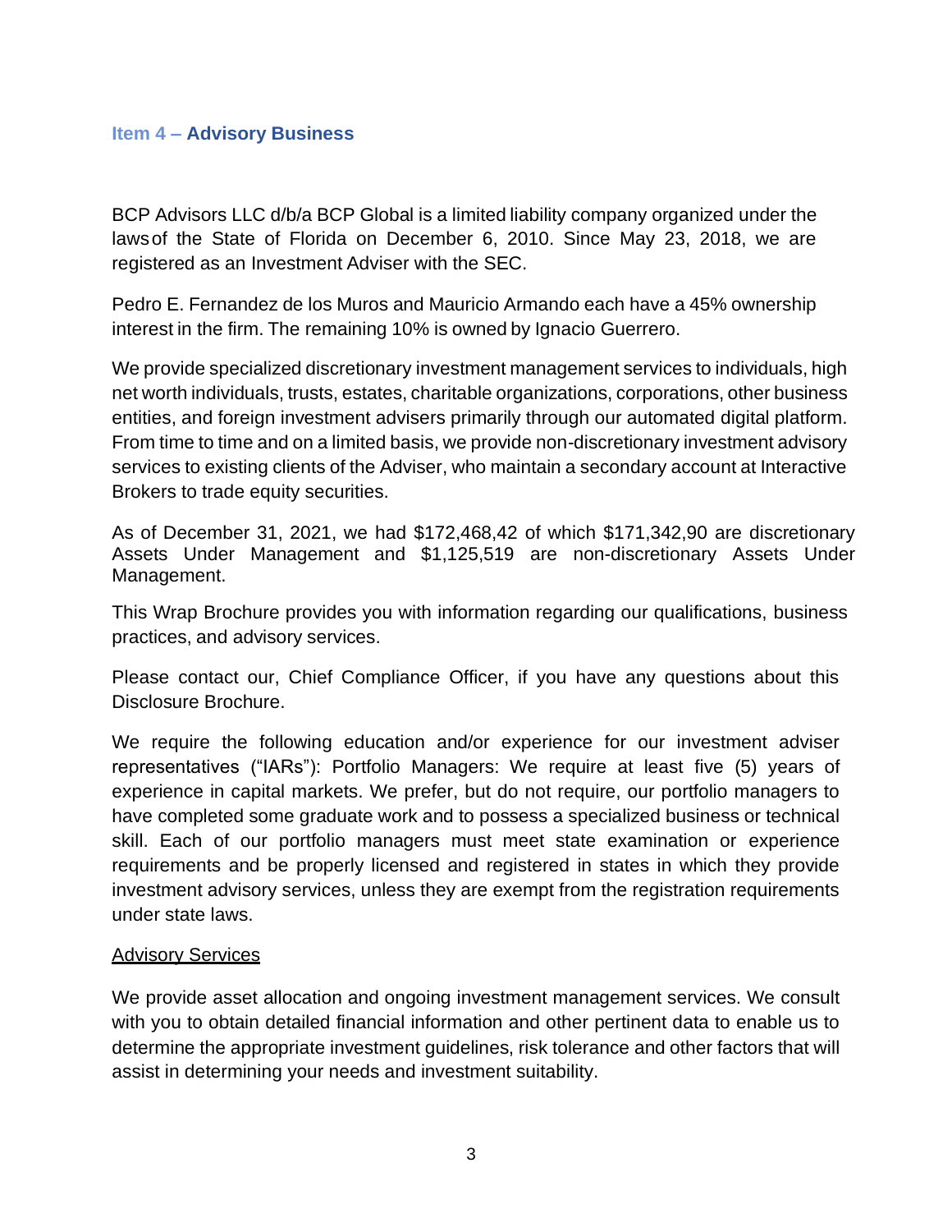## Item 4 – Advisory Business

BCP Advisors LLC d/b/a BCP Global is a limited liability company organized under the laws of the State of Florida on December 6, 2010. Since May 23, 2018, we are registered as an Investment Adviser with the SEC.

Pedro E. Fernandez de los Muros and Mauricio Armando each have a 45% ownership interest in the firm. The remaining 10% is owned by Ignacio Guerrero.

We provide specialized discretionary investment management services to individuals, high net worth individuals, trusts, estates, charitable organizations, corporations, other business entities, and foreign investment advisers primarily through our automated digital platform. From time to time and on a limited basis, we provide non-discretionary investment advisory services to existing clients of the Adviser, who maintain a secondary account at Interactive Brokers to trade equity securities.

As of December 31, 2021, we had $172,468,42 of which $171,342,90 are discretionary Assets Under Management and $1,125,519 are non-discretionary Assets Under Management.

This Wrap Brochure provides you with information regarding our qualifications, business practices, and advisory services.

Please contact our, Chief Compliance Officer, if you have any questions about this Disclosure Brochure.

We require the following education and/or experience for our investment adviser representatives ("IARs"): Portfolio Managers: We require at least five (5) years of experience in capital markets. We prefer, but do not require, our portfolio managers to have completed some graduate work and to possess a specialized business or technical skill. Each of our portfolio managers must meet state examination or experience requirements and be properly licensed and registered in states in which they provide investment advisory services, unless they are exempt from the registration requirements under state laws.

<u>Advisory Services</u>

We provide asset allocation and ongoing investment management services. We consult with you to obtain detailed financial information and other pertinent data to enable us to determine the appropriate investment guidelines, risk tolerance and other factors that will assist in determining your needs and investment suitability.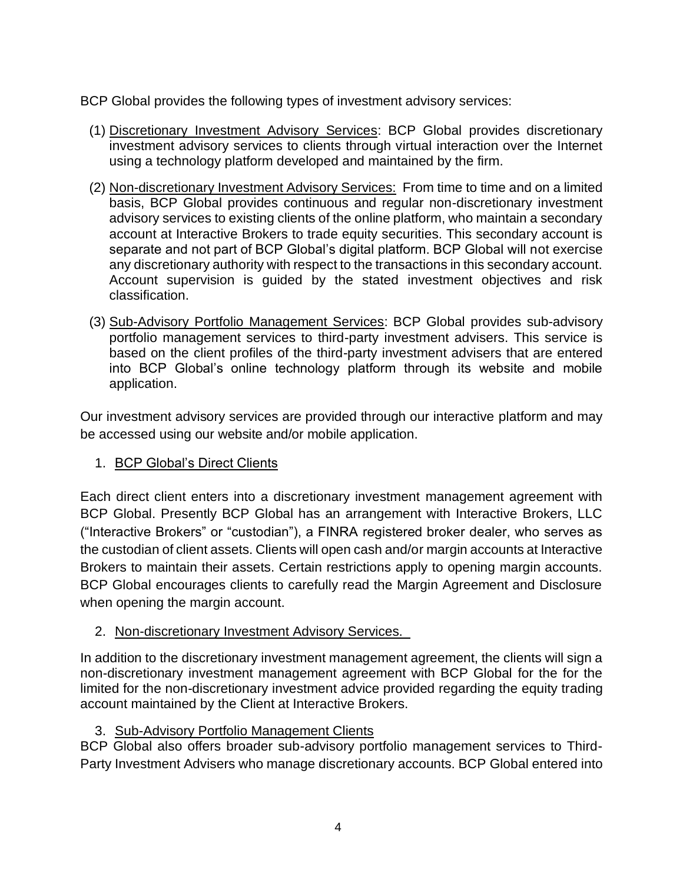BCP Global provides the following types of investment advisory services:

(1) Discretionary Investment Advisory Services: BCP Global provides discretionary investment advisory services to clients through virtual interaction over the Internet using a technology platform developed and maintained by the firm.

(2) Non-discretionary Investment Advisory Services: From time to time and on a limited basis, BCP Global provides continuous and regular non-discretionary investment advisory services to existing clients of the online platform, who maintain a secondary account at Interactive Brokers to trade equity securities. This secondary account is separate and not part of BCP Global's digital platform. BCP Global will not exercise any discretionary authority with respect to the transactions in this secondary account. Account supervision is guided by the stated investment objectives and risk classification.

(3) Sub-Advisory Portfolio Management Services: BCP Global provides sub-advisory portfolio management services to third-party investment advisers. This service is based on the client profiles of the third-party investment advisers that are entered into BCP Global's online technology platform through its website and mobile application.

Our investment advisory services are provided through our interactive platform and may be accessed using our website and/or mobile application.

1. BCP Global's Direct Clients

Each direct client enters into a discretionary investment management agreement with BCP Global. Presently BCP Global has an arrangement with Interactive Brokers, LLC ("Interactive Brokers" or "custodian"), a FINRA registered broker dealer, who serves as the custodian of client assets. Clients will open cash and/or margin accounts at Interactive Brokers to maintain their assets. Certain restrictions apply to opening margin accounts. BCP Global encourages clients to carefully read the Margin Agreement and Disclosure when opening the margin account.

2. Non-discretionary Investment Advisory Services.

In addition to the discretionary investment management agreement, the clients will sign a non-discretionary investment management agreement with BCP Global for the for the limited for the non-discretionary investment advice provided regarding the equity trading account maintained by the Client at Interactive Brokers.

3. Sub-Advisory Portfolio Management Clients

BCP Global also offers broader sub-advisory portfolio management services to Third-Party Investment Advisers who manage discretionary accounts. BCP Global entered into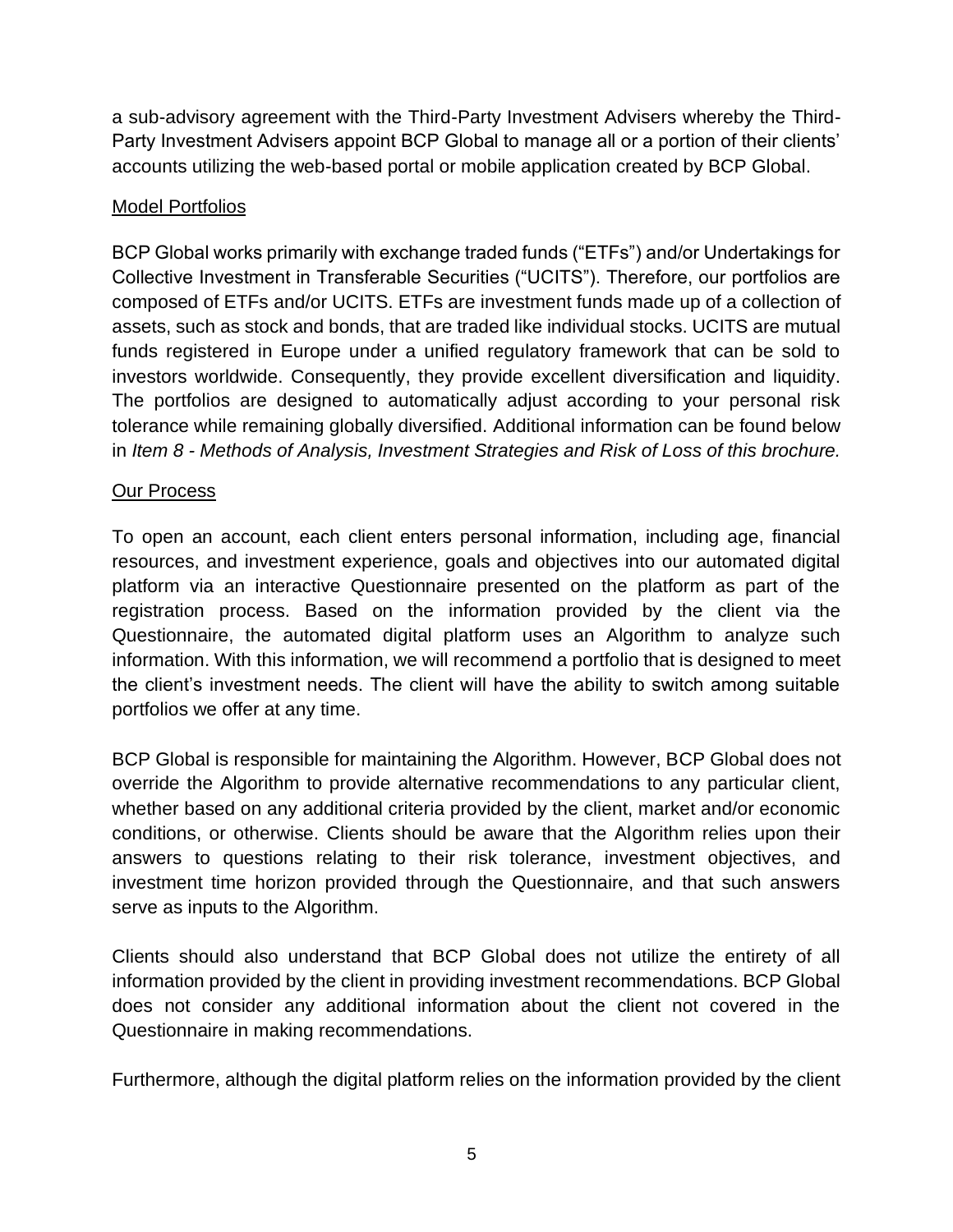a sub-advisory agreement with the Third-Party Investment Advisers whereby the Third-Party Investment Advisers appoint BCP Global to manage all or a portion of their clients' accounts utilizing the web-based portal or mobile application created by BCP Global.

Model Portfolios

BCP Global works primarily with exchange traded funds ("ETFs") and/or Undertakings for Collective Investment in Transferable Securities ("UCITS"). Therefore, our portfolios are composed of ETFs and/or UCITS. ETFs are investment funds made up of a collection of assets, such as stock and bonds, that are traded like individual stocks. UCITS are mutual funds registered in Europe under a unified regulatory framework that can be sold to investors worldwide. Consequently, they provide excellent diversification and liquidity. The portfolios are designed to automatically adjust according to your personal risk tolerance while remaining globally diversified. Additional information can be found below in *Item 8 - Methods of Analysis, Investment Strategies and Risk of Loss of this brochure.*

Our Process

To open an account, each client enters personal information, including age, financial resources, and investment experience, goals and objectives into our automated digital platform via an interactive Questionnaire presented on the platform as part of the registration process. Based on the information provided by the client via the Questionnaire, the automated digital platform uses an Algorithm to analyze such information. With this information, we will recommend a portfolio that is designed to meet the client's investment needs. The client will have the ability to switch among suitable portfolios we offer at any time.

BCP Global is responsible for maintaining the Algorithm. However, BCP Global does not override the Algorithm to provide alternative recommendations to any particular client, whether based on any additional criteria provided by the client, market and/or economic conditions, or otherwise. Clients should be aware that the Algorithm relies upon their answers to questions relating to their risk tolerance, investment objectives, and investment time horizon provided through the Questionnaire, and that such answers serve as inputs to the Algorithm.

Clients should also understand that BCP Global does not utilize the entirety of all information provided by the client in providing investment recommendations. BCP Global does not consider any additional information about the client not covered in the Questionnaire in making recommendations.

Furthermore, although the digital platform relies on the information provided by the client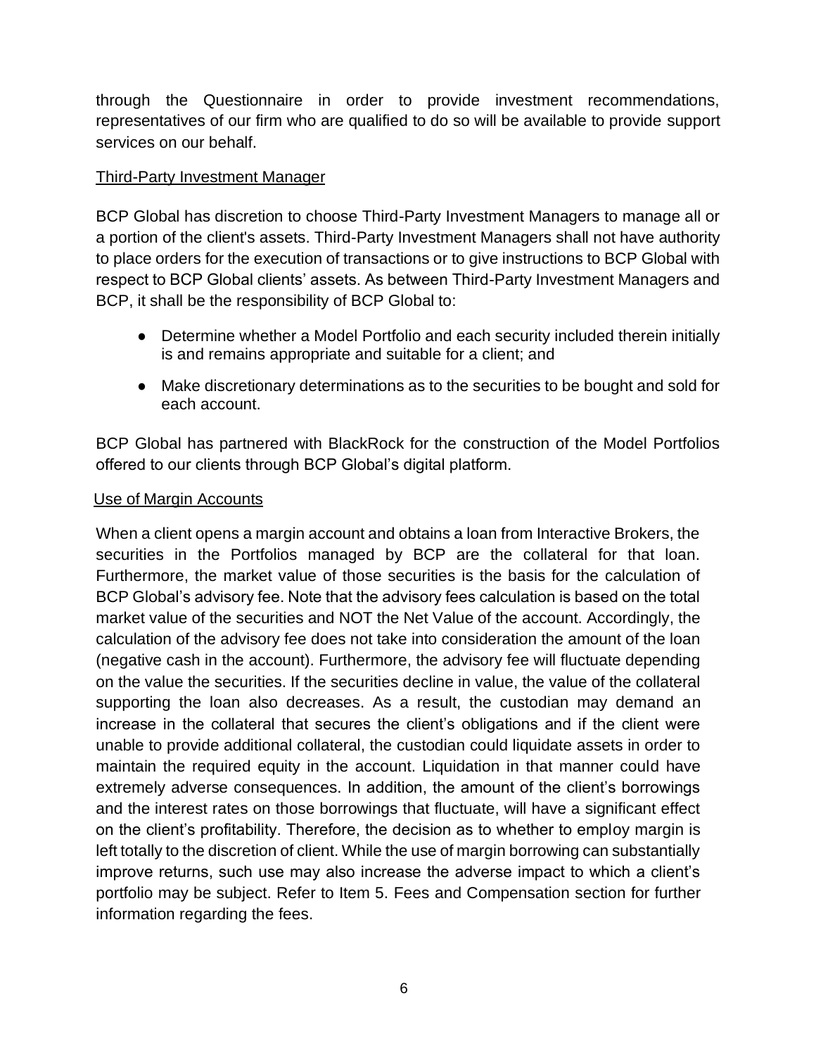through the Questionnaire in order to provide investment recommendations, representatives of our firm who are qualified to do so will be available to provide support services on our behalf.

### Third-Party Investment Manager

BCP Global has discretion to choose Third-Party Investment Managers to manage all or a portion of the client's assets. Third-Party Investment Managers shall not have authority to place orders for the execution of transactions or to give instructions to BCP Global with respect to BCP Global clients' assets. As between Third-Party Investment Managers and BCP, it shall be the responsibility of BCP Global to:

- Determine whether a Model Portfolio and each security included therein initially is and remains appropriate and suitable for a client; and
- Make discretionary determinations as to the securities to be bought and sold for each account.

BCP Global has partnered with BlackRock for the construction of the Model Portfolios offered to our clients through BCP Global's digital platform.

### Use of Margin Accounts

When a client opens a margin account and obtains a loan from Interactive Brokers, the securities in the Portfolios managed by BCP are the collateral for that loan. Furthermore, the market value of those securities is the basis for the calculation of BCP Global's advisory fee. Note that the advisory fees calculation is based on the total market value of the securities and NOT the Net Value of the account. Accordingly, the calculation of the advisory fee does not take into consideration the amount of the loan (negative cash in the account). Furthermore, the advisory fee will fluctuate depending on the value the securities. If the securities decline in value, the value of the collateral supporting the loan also decreases. As a result, the custodian may demand an increase in the collateral that secures the client's obligations and if the client were unable to provide additional collateral, the custodian could liquidate assets in order to maintain the required equity in the account. Liquidation in that manner could have extremely adverse consequences. In addition, the amount of the client's borrowings and the interest rates on those borrowings that fluctuate, will have a significant effect on the client's profitability. Therefore, the decision as to whether to employ margin is left totally to the discretion of client. While the use of margin borrowing can substantially improve returns, such use may also increase the adverse impact to which a client's portfolio may be subject. Refer to Item 5. Fees and Compensation section for further information regarding the fees.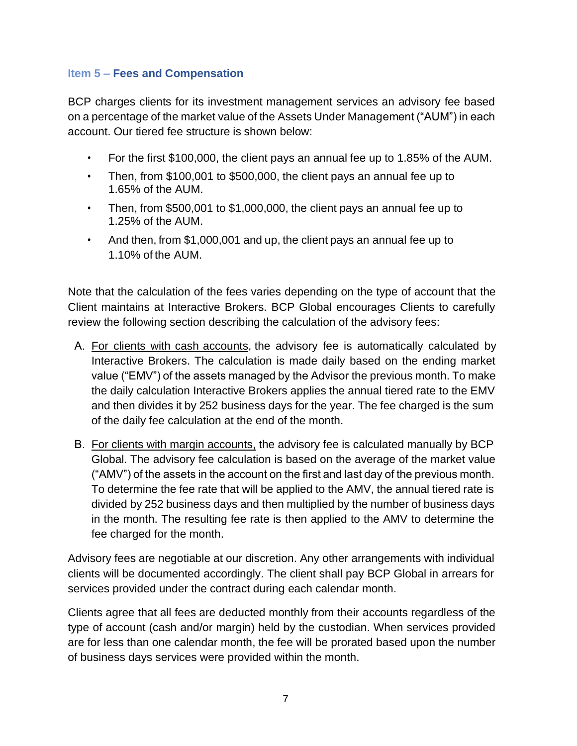## Item 5 – Fees and Compensation

BCP charges clients for its investment management services an advisory fee based on a percentage of the market value of the Assets Under Management ("AUM") in each account. Our tiered fee structure is shown below:

- For the first $100,000, the client pays an annual fee up to 1.85% of the AUM.
- Then, from $100,001 to $500,000, the client pays an annual fee up to 1.65% of the AUM.
- Then, from $500,001 to $1,000,000, the client pays an annual fee up to 1.25% of the AUM.
- And then, from $1,000,001 and up, the client pays an annual fee up to 1.10% of the AUM.

Note that the calculation of the fees varies depending on the type of account that the Client maintains at Interactive Brokers. BCP Global encourages Clients to carefully review the following section describing the calculation of the advisory fees:

A. For clients with cash accounts, the advisory fee is automatically calculated by Interactive Brokers. The calculation is made daily based on the ending market value ("EMV") of the assets managed by the Advisor the previous month. To make the daily calculation Interactive Brokers applies the annual tiered rate to the EMV and then divides it by 252 business days for the year. The fee charged is the sum of the daily fee calculation at the end of the month.

B. For clients with margin accounts, the advisory fee is calculated manually by BCP Global. The advisory fee calculation is based on the average of the market value ("AMV") of the assets in the account on the first and last day of the previous month. To determine the fee rate that will be applied to the AMV, the annual tiered rate is divided by 252 business days and then multiplied by the number of business days in the month. The resulting fee rate is then applied to the AMV to determine the fee charged for the month.

Advisory fees are negotiable at our discretion. Any other arrangements with individual clients will be documented accordingly. The client shall pay BCP Global in arrears for services provided under the contract during each calendar month.

Clients agree that all fees are deducted monthly from their accounts regardless of the type of account (cash and/or margin) held by the custodian. When services provided are for less than one calendar month, the fee will be prorated based upon the number of business days services were provided within the month.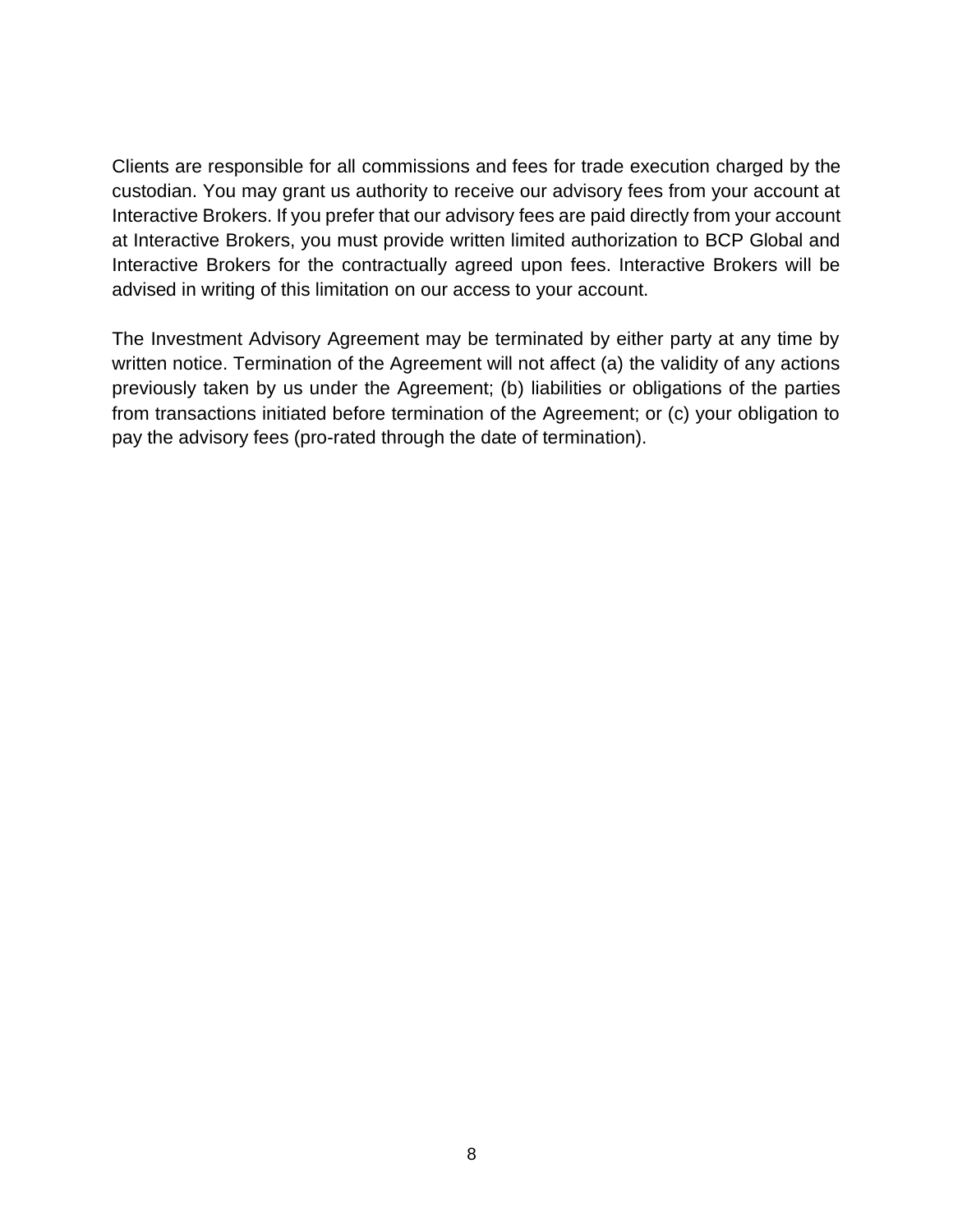Clients are responsible for all commissions and fees for trade execution charged by the custodian. You may grant us authority to receive our advisory fees from your account at Interactive Brokers. If you prefer that our advisory fees are paid directly from your account at Interactive Brokers, you must provide written limited authorization to BCP Global and Interactive Brokers for the contractually agreed upon fees. Interactive Brokers will be advised in writing of this limitation on our access to your account.

The Investment Advisory Agreement may be terminated by either party at any time by written notice. Termination of the Agreement will not affect (a) the validity of any actions previously taken by us under the Agreement; (b) liabilities or obligations of the parties from transactions initiated before termination of the Agreement; or (c) your obligation to pay the advisory fees (pro-rated through the date of termination).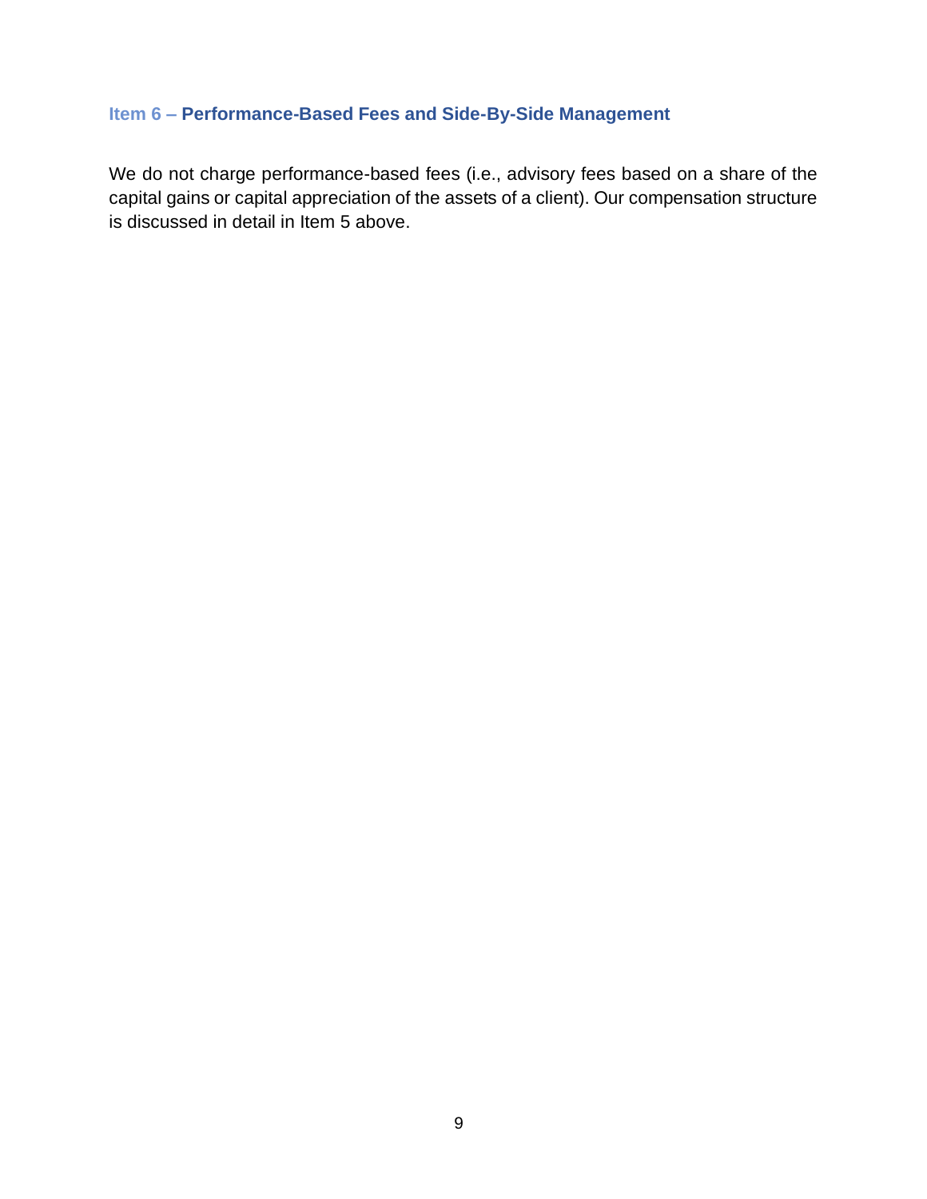## Item 6 – Performance-Based Fees and Side-By-Side Management

We do not charge performance-based fees (i.e., advisory fees based on a share of the capital gains or capital appreciation of the assets of a client). Our compensation structure is discussed in detail in Item 5 above.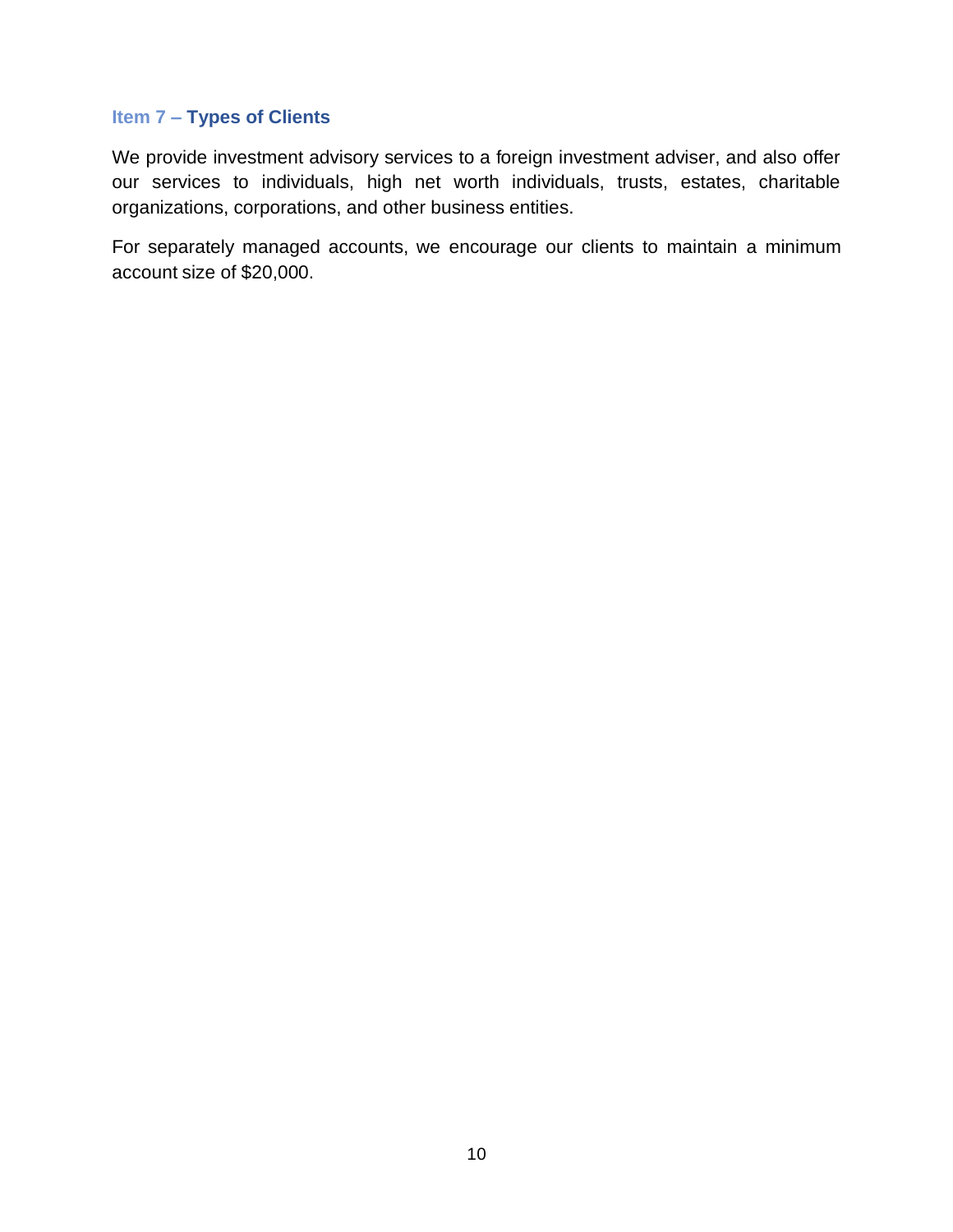## Item 7 – Types of Clients

We provide investment advisory services to a foreign investment adviser, and also offer our services to individuals, high net worth individuals, trusts, estates, charitable organizations, corporations, and other business entities.

For separately managed accounts, we encourage our clients to maintain a minimum account size of $20,000.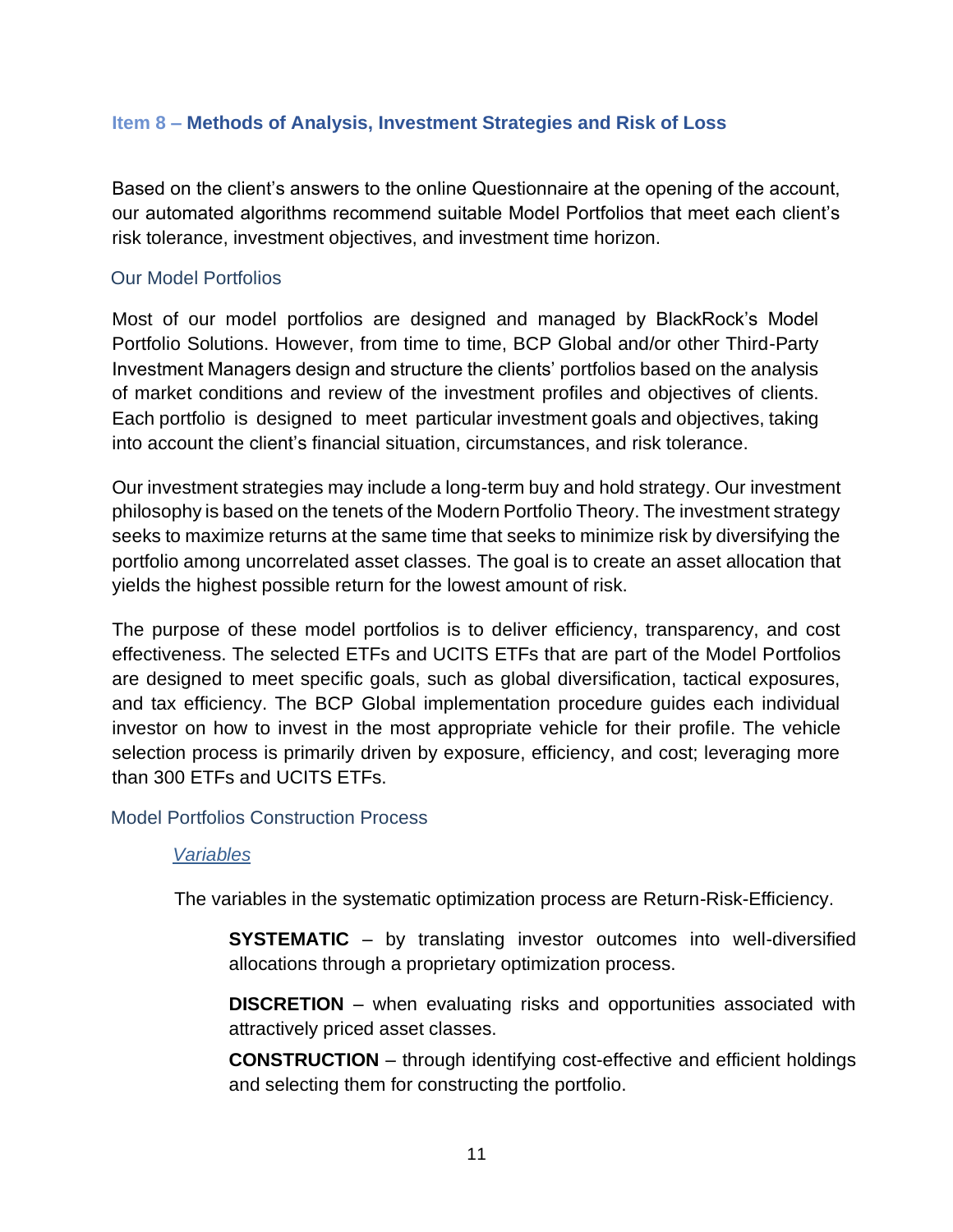## Item 8 – Methods of Analysis, Investment Strategies and Risk of Loss

Based on the client's answers to the online Questionnaire at the opening of the account, our automated algorithms recommend suitable Model Portfolios that meet each client's risk tolerance, investment objectives, and investment time horizon.

### Our Model Portfolios

Most of our model portfolios are designed and managed by BlackRock's Model Portfolio Solutions. However, from time to time, BCP Global and/or other Third-Party Investment Managers design and structure the clients' portfolios based on the analysis of market conditions and review of the investment profiles and objectives of clients. Each portfolio is designed to meet particular investment goals and objectives, taking into account the client's financial situation, circumstances, and risk tolerance.

Our investment strategies may include a long-term buy and hold strategy. Our investment philosophy is based on the tenets of the Modern Portfolio Theory. The investment strategy seeks to maximize returns at the same time that seeks to minimize risk by diversifying the portfolio among uncorrelated asset classes. The goal is to create an asset allocation that yields the highest possible return for the lowest amount of risk.

The purpose of these model portfolios is to deliver efficiency, transparency, and cost effectiveness. The selected ETFs and UCITS ETFs that are part of the Model Portfolios are designed to meet specific goals, such as global diversification, tactical exposures, and tax efficiency. The BCP Global implementation procedure guides each individual investor on how to invest in the most appropriate vehicle for their profile. The vehicle selection process is primarily driven by exposure, efficiency, and cost; leveraging more than 300 ETFs and UCITS ETFs.

### Model Portfolios Construction Process

#### *Variables*

The variables in the systematic optimization process are Return-Risk-Efficiency.

**SYSTEMATIC** – by translating investor outcomes into well-diversified allocations through a proprietary optimization process.

**DISCRETION** – when evaluating risks and opportunities associated with attractively priced asset classes.

**CONSTRUCTION** – through identifying cost-effective and efficient holdings and selecting them for constructing the portfolio.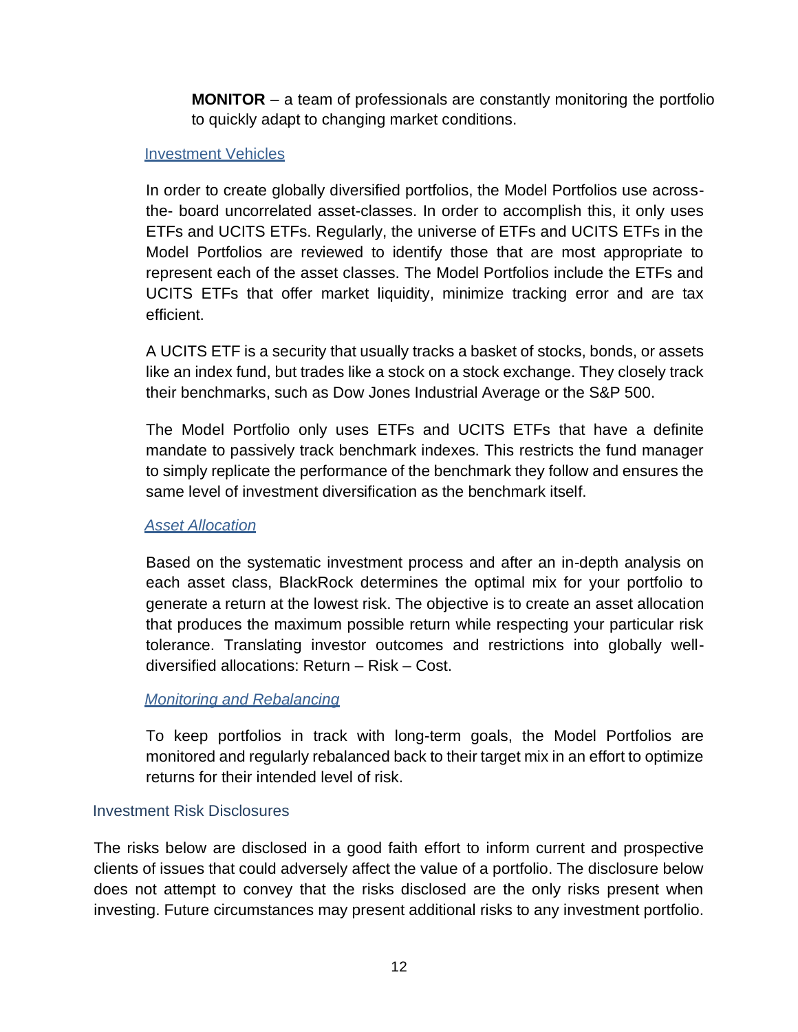**MONITOR** – a team of professionals are constantly monitoring the portfolio to quickly adapt to changing market conditions.

### Investment Vehicles

In order to create globally diversified portfolios, the Model Portfolios use across-the- board uncorrelated asset-classes. In order to accomplish this, it only uses ETFs and UCITS ETFs. Regularly, the universe of ETFs and UCITS ETFs in the Model Portfolios are reviewed to identify those that are most appropriate to represent each of the asset classes. The Model Portfolios include the ETFs and UCITS ETFs that offer market liquidity, minimize tracking error and are tax efficient.

A UCITS ETF is a security that usually tracks a basket of stocks, bonds, or assets like an index fund, but trades like a stock on a stock exchange. They closely track their benchmarks, such as Dow Jones Industrial Average or the S&P 500.

The Model Portfolio only uses ETFs and UCITS ETFs that have a definite mandate to passively track benchmark indexes. This restricts the fund manager to simply replicate the performance of the benchmark they follow and ensures the same level of investment diversification as the benchmark itself.

### *Asset Allocation*

Based on the systematic investment process and after an in-depth analysis on each asset class, BlackRock determines the optimal mix for your portfolio to generate a return at the lowest risk. The objective is to create an asset allocation that produces the maximum possible return while respecting your particular risk tolerance. Translating investor outcomes and restrictions into globally well-diversified allocations: Return – Risk – Cost.

### *Monitoring and Rebalancing*

To keep portfolios in track with long-term goals, the Model Portfolios are monitored and regularly rebalanced back to their target mix in an effort to optimize returns for their intended level of risk.

## Investment Risk Disclosures

The risks below are disclosed in a good faith effort to inform current and prospective clients of issues that could adversely affect the value of a portfolio. The disclosure below does not attempt to convey that the risks disclosed are the only risks present when investing. Future circumstances may present additional risks to any investment portfolio.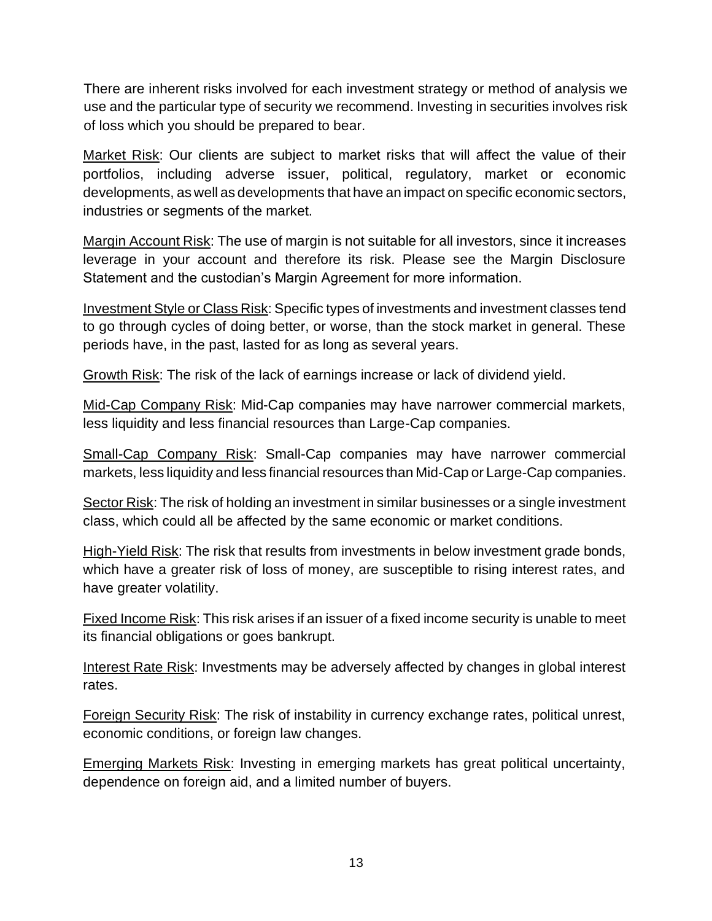There are inherent risks involved for each investment strategy or method of analysis we use and the particular type of security we recommend. Investing in securities involves risk of loss which you should be prepared to bear.

<u>Market Risk</u>: Our clients are subject to market risks that will affect the value of their portfolios, including adverse issuer, political, regulatory, market or economic developments, as well as developments that have an impact on specific economic sectors, industries or segments of the market.

<u>Margin Account Risk</u>: The use of margin is not suitable for all investors, since it increases leverage in your account and therefore its risk. Please see the Margin Disclosure Statement and the custodian's Margin Agreement for more information.

<u>Investment Style or Class Risk</u>: Specific types of investments and investment classes tend to go through cycles of doing better, or worse, than the stock market in general. These periods have, in the past, lasted for as long as several years.

<u>Growth Risk</u>: The risk of the lack of earnings increase or lack of dividend yield.

<u>Mid-Cap Company Risk</u>: Mid-Cap companies may have narrower commercial markets, less liquidity and less financial resources than Large-Cap companies.

<u>Small-Cap Company Risk</u>: Small-Cap companies may have narrower commercial markets, less liquidity and less financial resources than Mid-Cap or Large-Cap companies.

<u>Sector Risk</u>: The risk of holding an investment in similar businesses or a single investment class, which could all be affected by the same economic or market conditions.

<u>High-Yield Risk</u>: The risk that results from investments in below investment grade bonds, which have a greater risk of loss of money, are susceptible to rising interest rates, and have greater volatility.

<u>Fixed Income Risk</u>: This risk arises if an issuer of a fixed income security is unable to meet its financial obligations or goes bankrupt.

<u>Interest Rate Risk</u>: Investments may be adversely affected by changes in global interest rates.

<u>Foreign Security Risk</u>: The risk of instability in currency exchange rates, political unrest, economic conditions, or foreign law changes.

<u>Emerging Markets Risk</u>: Investing in emerging markets has great political uncertainty, dependence on foreign aid, and a limited number of buyers.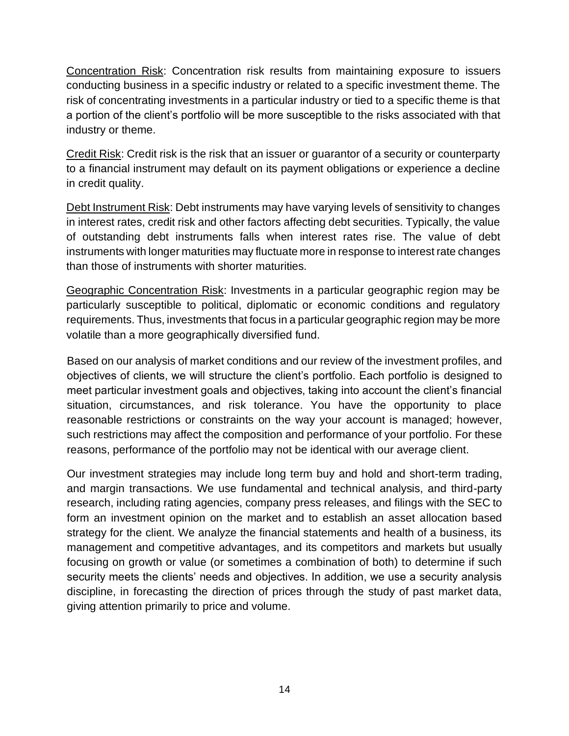<u>Concentration Risk</u>: Concentration risk results from maintaining exposure to issuers conducting business in a specific industry or related to a specific investment theme. The risk of concentrating investments in a particular industry or tied to a specific theme is that a portion of the client's portfolio will be more susceptible to the risks associated with that industry or theme.

<u>Credit Risk</u>: Credit risk is the risk that an issuer or guarantor of a security or counterparty to a financial instrument may default on its payment obligations or experience a decline in credit quality.

<u>Debt Instrument Risk</u>: Debt instruments may have varying levels of sensitivity to changes in interest rates, credit risk and other factors affecting debt securities. Typically, the value of outstanding debt instruments falls when interest rates rise. The value of debt instruments with longer maturities may fluctuate more in response to interest rate changes than those of instruments with shorter maturities.

<u>Geographic Concentration Risk</u>: Investments in a particular geographic region may be particularly susceptible to political, diplomatic or economic conditions and regulatory requirements. Thus, investments that focus in a particular geographic region may be more volatile than a more geographically diversified fund.

Based on our analysis of market conditions and our review of the investment profiles, and objectives of clients, we will structure the client's portfolio. Each portfolio is designed to meet particular investment goals and objectives, taking into account the client's financial situation, circumstances, and risk tolerance. You have the opportunity to place reasonable restrictions or constraints on the way your account is managed; however, such restrictions may affect the composition and performance of your portfolio. For these reasons, performance of the portfolio may not be identical with our average client.

Our investment strategies may include long term buy and hold and short-term trading, and margin transactions. We use fundamental and technical analysis, and third-party research, including rating agencies, company press releases, and filings with the SEC to form an investment opinion on the market and to establish an asset allocation based strategy for the client. We analyze the financial statements and health of a business, its management and competitive advantages, and its competitors and markets but usually focusing on growth or value (or sometimes a combination of both) to determine if such security meets the clients' needs and objectives. In addition, we use a security analysis discipline, in forecasting the direction of prices through the study of past market data, giving attention primarily to price and volume.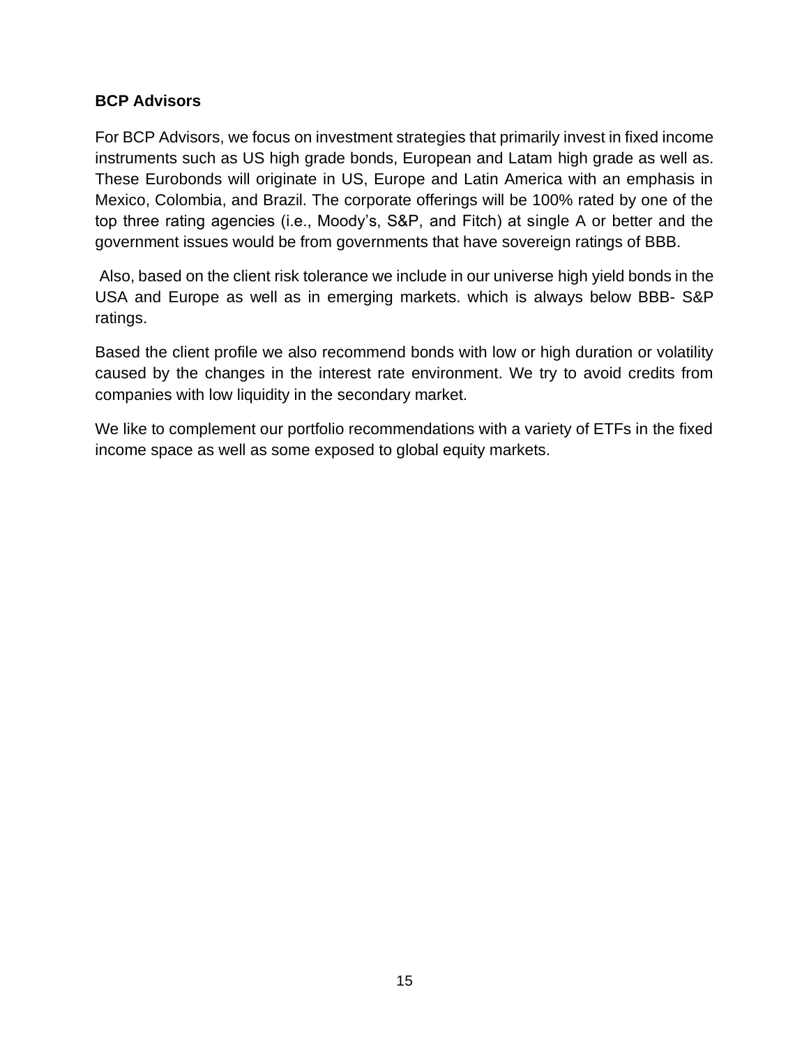**BCP Advisors**

For BCP Advisors, we focus on investment strategies that primarily invest in fixed income instruments such as US high grade bonds, European and Latam high grade as well as. These Eurobonds will originate in US, Europe and Latin America with an emphasis in Mexico, Colombia, and Brazil. The corporate offerings will be 100% rated by one of the top three rating agencies (i.e., Moody's, S&P, and Fitch) at single A or better and the government issues would be from governments that have sovereign ratings of BBB.

Also, based on the client risk tolerance we include in our universe high yield bonds in the USA and Europe as well as in emerging markets. which is always below BBB- S&P ratings.

Based the client profile we also recommend bonds with low or high duration or volatility caused by the changes in the interest rate environment. We try to avoid credits from companies with low liquidity in the secondary market.

We like to complement our portfolio recommendations with a variety of ETFs in the fixed income space as well as some exposed to global equity markets.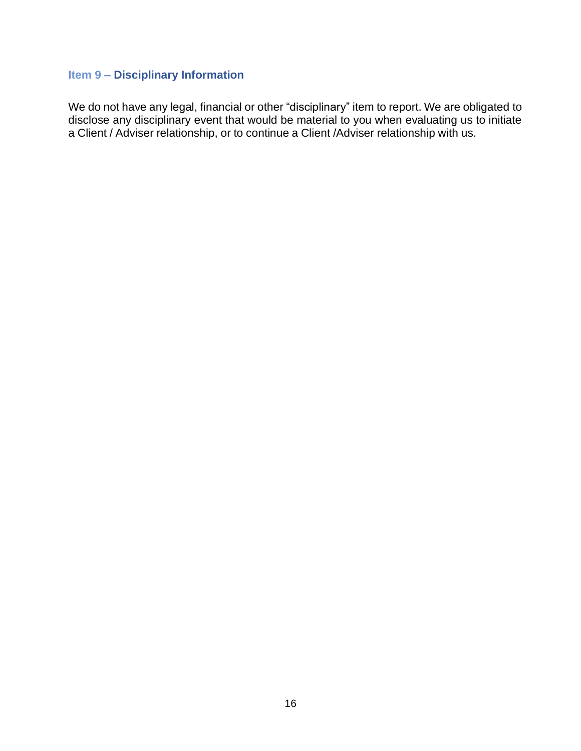## Item 9 – Disciplinary Information

We do not have any legal, financial or other "disciplinary" item to report. We are obligated to disclose any disciplinary event that would be material to you when evaluating us to initiate a Client / Adviser relationship, or to continue a Client /Adviser relationship with us.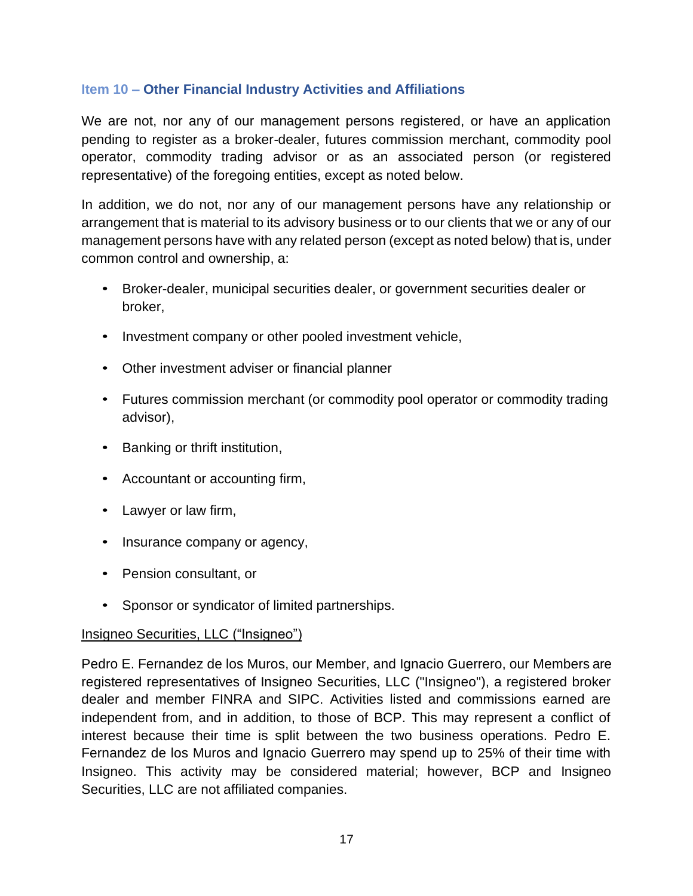## Item 10 – Other Financial Industry Activities and Affiliations

We are not, nor any of our management persons registered, or have an application pending to register as a broker-dealer, futures commission merchant, commodity pool operator, commodity trading advisor or as an associated person (or registered representative) of the foregoing entities, except as noted below.

In addition, we do not, nor any of our management persons have any relationship or arrangement that is material to its advisory business or to our clients that we or any of our management persons have with any related person (except as noted below) that is, under common control and ownership, a:

- Broker-dealer, municipal securities dealer, or government securities dealer or broker,
- Investment company or other pooled investment vehicle,
- Other investment adviser or financial planner
- Futures commission merchant (or commodity pool operator or commodity trading advisor),
- Banking or thrift institution,
- Accountant or accounting firm,
- Lawyer or law firm,
- Insurance company or agency,
- Pension consultant, or
- Sponsor or syndicator of limited partnerships.

Insigneo Securities, LLC ("Insigneo")

Pedro E. Fernandez de los Muros, our Member, and Ignacio Guerrero, our Members are registered representatives of Insigneo Securities, LLC ("Insigneo"), a registered broker dealer and member FINRA and SIPC. Activities listed and commissions earned are independent from, and in addition, to those of BCP. This may represent a conflict of interest because their time is split between the two business operations. Pedro E. Fernandez de los Muros and Ignacio Guerrero may spend up to 25% of their time with Insigneo. This activity may be considered material; however, BCP and Insigneo Securities, LLC are not affiliated companies.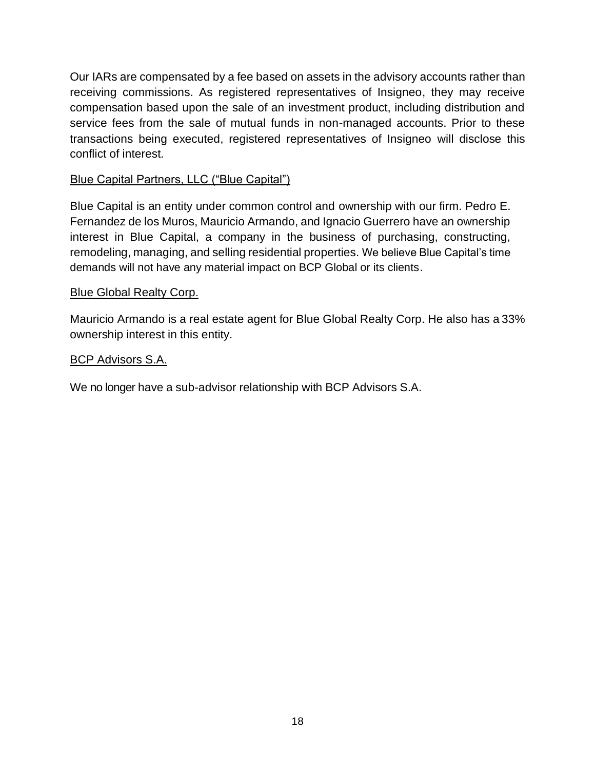Our IARs are compensated by a fee based on assets in the advisory accounts rather than receiving commissions. As registered representatives of Insigneo, they may receive compensation based upon the sale of an investment product, including distribution and service fees from the sale of mutual funds in non-managed accounts. Prior to these transactions being executed, registered representatives of Insigneo will disclose this conflict of interest.

<u>Blue Capital Partners, LLC ("Blue Capital")</u>

Blue Capital is an entity under common control and ownership with our firm. Pedro E. Fernandez de los Muros, Mauricio Armando, and Ignacio Guerrero have an ownership interest in Blue Capital, a company in the business of purchasing, constructing, remodeling, managing, and selling residential properties. We believe Blue Capital's time demands will not have any material impact on BCP Global or its clients.

<u>Blue Global Realty Corp.</u>

Mauricio Armando is a real estate agent for Blue Global Realty Corp. He also has a 33% ownership interest in this entity.

<u>BCP Advisors S.A.</u>

We no longer have a sub-advisor relationship with BCP Advisors S.A.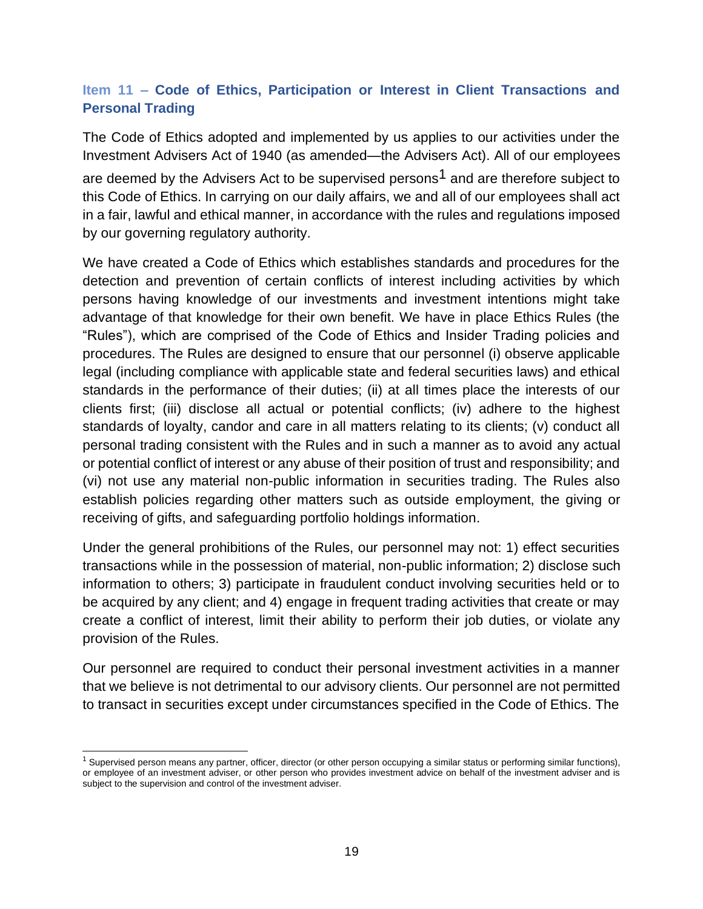## Item 11 – Code of Ethics, Participation or Interest in Client Transactions and Personal Trading

The Code of Ethics adopted and implemented by us applies to our activities under the Investment Advisers Act of 1940 (as amended—the Advisers Act). All of our employees are deemed by the Advisers Act to be supervised persons[1] and are therefore subject to this Code of Ethics. In carrying on our daily affairs, we and all of our employees shall act in a fair, lawful and ethical manner, in accordance with the rules and regulations imposed by our governing regulatory authority.

We have created a Code of Ethics which establishes standards and procedures for the detection and prevention of certain conflicts of interest including activities by which persons having knowledge of our investments and investment intentions might take advantage of that knowledge for their own benefit. We have in place Ethics Rules (the "Rules"), which are comprised of the Code of Ethics and Insider Trading policies and procedures. The Rules are designed to ensure that our personnel (i) observe applicable legal (including compliance with applicable state and federal securities laws) and ethical standards in the performance of their duties; (ii) at all times place the interests of our clients first; (iii) disclose all actual or potential conflicts; (iv) adhere to the highest standards of loyalty, candor and care in all matters relating to its clients; (v) conduct all personal trading consistent with the Rules and in such a manner as to avoid any actual or potential conflict of interest or any abuse of their position of trust and responsibility; and (vi) not use any material non-public information in securities trading. The Rules also establish policies regarding other matters such as outside employment, the giving or receiving of gifts, and safeguarding portfolio holdings information.

Under the general prohibitions of the Rules, our personnel may not: 1) effect securities transactions while in the possession of material, non-public information; 2) disclose such information to others; 3) participate in fraudulent conduct involving securities held or to be acquired by any client; and 4) engage in frequent trading activities that create or may create a conflict of interest, limit their ability to perform their job duties, or violate any provision of the Rules.

Our personnel are required to conduct their personal investment activities in a manner that we believe is not detrimental to our advisory clients. Our personnel are not permitted to transact in securities except under circumstances specified in the Code of Ethics. The

---

[1] Supervised person means any partner, officer, director (or other person occupying a similar status or performing similar functions), or employee of an investment adviser, or other person who provides investment advice on behalf of the investment adviser and is subject to the supervision and control of the investment adviser.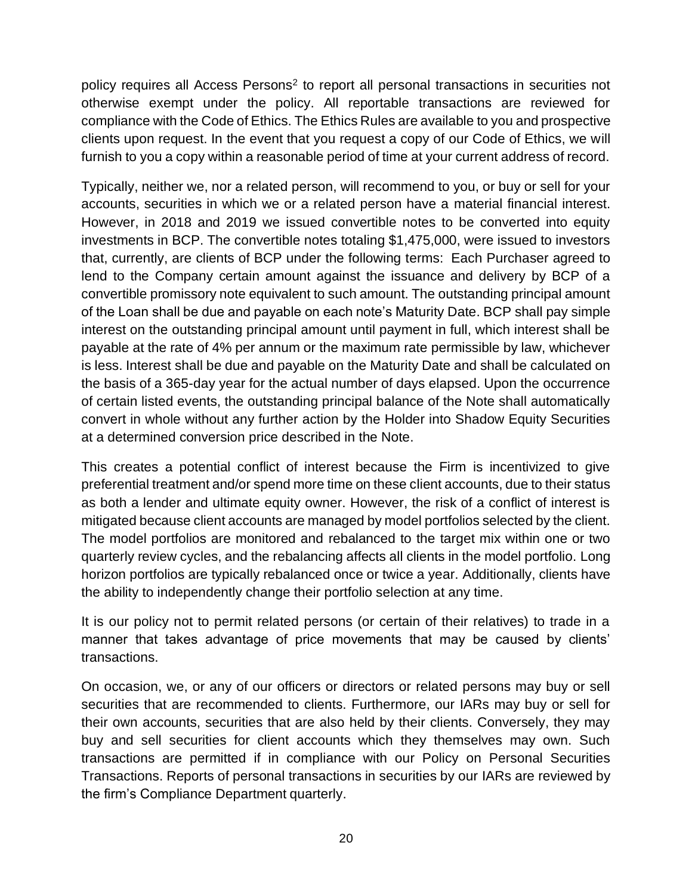policy requires all Access Persons[2] to report all personal transactions in securities not otherwise exempt under the policy. All reportable transactions are reviewed for compliance with the Code of Ethics. The Ethics Rules are available to you and prospective clients upon request. In the event that you request a copy of our Code of Ethics, we will furnish to you a copy within a reasonable period of time at your current address of record.

Typically, neither we, nor a related person, will recommend to you, or buy or sell for your accounts, securities in which we or a related person have a material financial interest. However, in 2018 and 2019 we issued convertible notes to be converted into equity investments in BCP. The convertible notes totaling $1,475,000, were issued to investors that, currently, are clients of BCP under the following terms: Each Purchaser agreed to lend to the Company certain amount against the issuance and delivery by BCP of a convertible promissory note equivalent to such amount. The outstanding principal amount of the Loan shall be due and payable on each note's Maturity Date. BCP shall pay simple interest on the outstanding principal amount until payment in full, which interest shall be payable at the rate of 4% per annum or the maximum rate permissible by law, whichever is less. Interest shall be due and payable on the Maturity Date and shall be calculated on the basis of a 365-day year for the actual number of days elapsed. Upon the occurrence of certain listed events, the outstanding principal balance of the Note shall automatically convert in whole without any further action by the Holder into Shadow Equity Securities at a determined conversion price described in the Note.

This creates a potential conflict of interest because the Firm is incentivized to give preferential treatment and/or spend more time on these client accounts, due to their status as both a lender and ultimate equity owner. However, the risk of a conflict of interest is mitigated because client accounts are managed by model portfolios selected by the client. The model portfolios are monitored and rebalanced to the target mix within one or two quarterly review cycles, and the rebalancing affects all clients in the model portfolio. Long horizon portfolios are typically rebalanced once or twice a year. Additionally, clients have the ability to independently change their portfolio selection at any time.

It is our policy not to permit related persons (or certain of their relatives) to trade in a manner that takes advantage of price movements that may be caused by clients' transactions.

On occasion, we, or any of our officers or directors or related persons may buy or sell securities that are recommended to clients. Furthermore, our IARs may buy or sell for their own accounts, securities that are also held by their clients. Conversely, they may buy and sell securities for client accounts which they themselves may own. Such transactions are permitted if in compliance with our Policy on Personal Securities Transactions. Reports of personal transactions in securities by our IARs are reviewed by the firm's Compliance Department quarterly.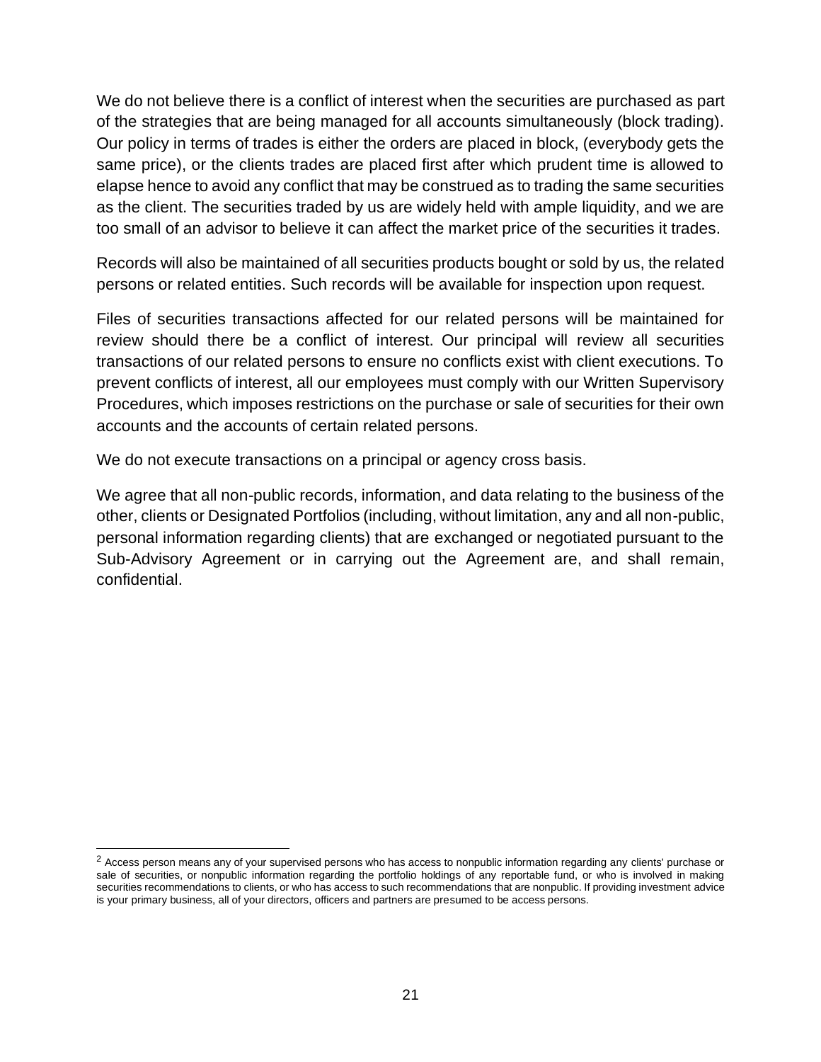We do not believe there is a conflict of interest when the securities are purchased as part of the strategies that are being managed for all accounts simultaneously (block trading). Our policy in terms of trades is either the orders are placed in block, (everybody gets the same price), or the clients trades are placed first after which prudent time is allowed to elapse hence to avoid any conflict that may be construed as to trading the same securities as the client. The securities traded by us are widely held with ample liquidity, and we are too small of an advisor to believe it can affect the market price of the securities it trades.

Records will also be maintained of all securities products bought or sold by us, the related persons or related entities. Such records will be available for inspection upon request.

Files of securities transactions affected for our related persons will be maintained for review should there be a conflict of interest. Our principal will review all securities transactions of our related persons to ensure no conflicts exist with client executions. To prevent conflicts of interest, all our employees must comply with our Written Supervisory Procedures, which imposes restrictions on the purchase or sale of securities for their own accounts and the accounts of certain related persons.

We do not execute transactions on a principal or agency cross basis.

We agree that all non-public records, information, and data relating to the business of the other, clients or Designated Portfolios (including, without limitation, any and all non-public, personal information regarding clients) that are exchanged or negotiated pursuant to the Sub-Advisory Agreement or in carrying out the Agreement are, and shall remain, confidential.

---

[2] Access person means any of your supervised persons who has access to nonpublic information regarding any clients' purchase or sale of securities, or nonpublic information regarding the portfolio holdings of any reportable fund, or who is involved in making securities recommendations to clients, or who has access to such recommendations that are nonpublic. If providing investment advice is your primary business, all of your directors, officers and partners are presumed to be access persons.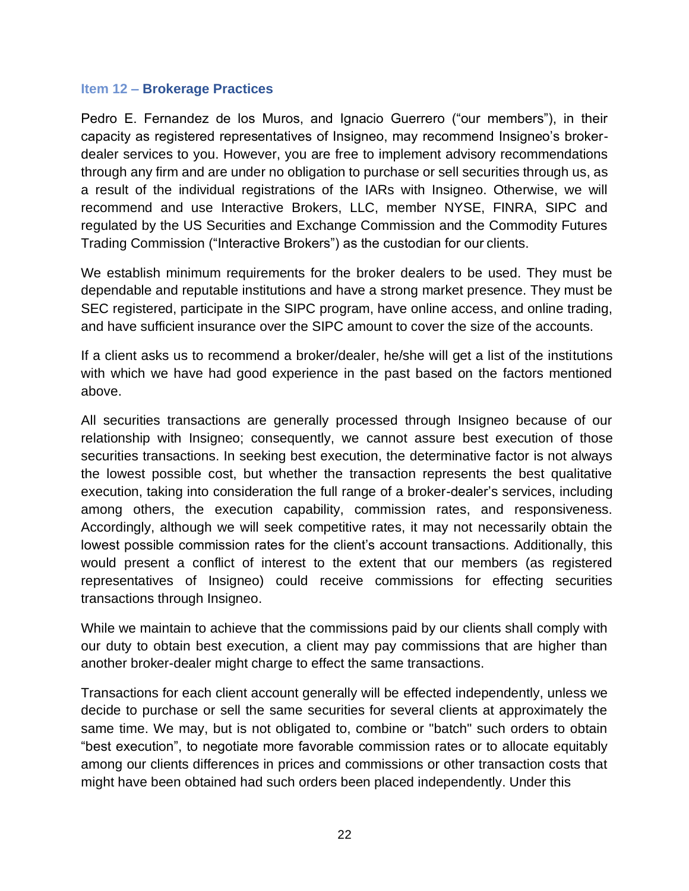### Item 12 – Brokerage Practices

Pedro E. Fernandez de los Muros, and Ignacio Guerrero ("our members"), in their capacity as registered representatives of Insigneo, may recommend Insigneo's broker-dealer services to you. However, you are free to implement advisory recommendations through any firm and are under no obligation to purchase or sell securities through us, as a result of the individual registrations of the IARs with Insigneo. Otherwise, we will recommend and use Interactive Brokers, LLC, member NYSE, FINRA, SIPC and regulated by the US Securities and Exchange Commission and the Commodity Futures Trading Commission ("Interactive Brokers") as the custodian for our clients.

We establish minimum requirements for the broker dealers to be used. They must be dependable and reputable institutions and have a strong market presence. They must be SEC registered, participate in the SIPC program, have online access, and online trading, and have sufficient insurance over the SIPC amount to cover the size of the accounts.

If a client asks us to recommend a broker/dealer, he/she will get a list of the institutions with which we have had good experience in the past based on the factors mentioned above.

All securities transactions are generally processed through Insigneo because of our relationship with Insigneo; consequently, we cannot assure best execution of those securities transactions. In seeking best execution, the determinative factor is not always the lowest possible cost, but whether the transaction represents the best qualitative execution, taking into consideration the full range of a broker-dealer's services, including among others, the execution capability, commission rates, and responsiveness. Accordingly, although we will seek competitive rates, it may not necessarily obtain the lowest possible commission rates for the client's account transactions. Additionally, this would present a conflict of interest to the extent that our members (as registered representatives of Insigneo) could receive commissions for effecting securities transactions through Insigneo.

While we maintain to achieve that the commissions paid by our clients shall comply with our duty to obtain best execution, a client may pay commissions that are higher than another broker-dealer might charge to effect the same transactions.

Transactions for each client account generally will be effected independently, unless we decide to purchase or sell the same securities for several clients at approximately the same time. We may, but is not obligated to, combine or "batch" such orders to obtain "best execution", to negotiate more favorable commission rates or to allocate equitably among our clients differences in prices and commissions or other transaction costs that might have been obtained had such orders been placed independently. Under this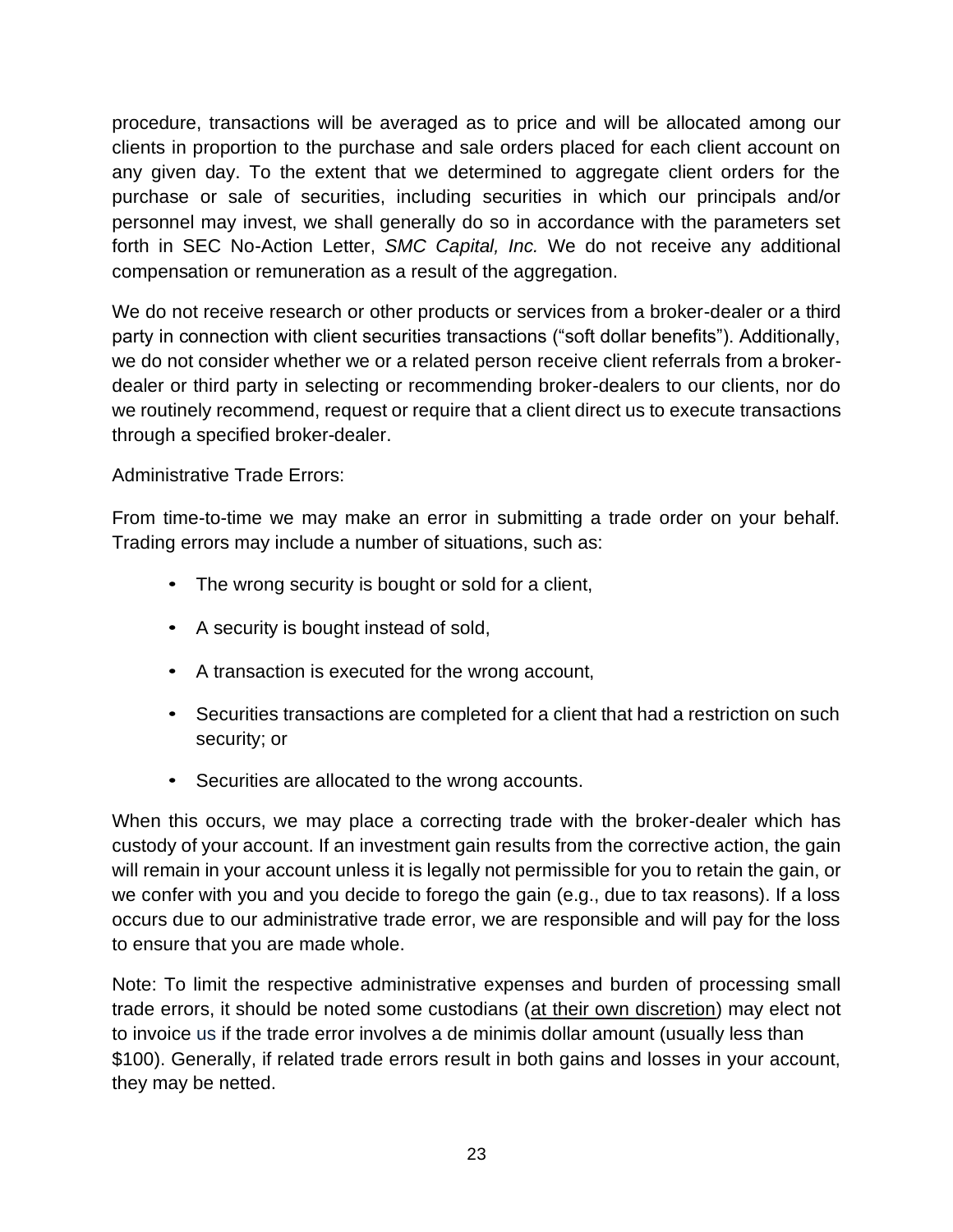procedure, transactions will be averaged as to price and will be allocated among our clients in proportion to the purchase and sale orders placed for each client account on any given day. To the extent that we determined to aggregate client orders for the purchase or sale of securities, including securities in which our principals and/or personnel may invest, we shall generally do so in accordance with the parameters set forth in SEC No-Action Letter, *SMC Capital, Inc.* We do not receive any additional compensation or remuneration as a result of the aggregation.

We do not receive research or other products or services from a broker-dealer or a third party in connection with client securities transactions ("soft dollar benefits"). Additionally, we do not consider whether we or a related person receive client referrals from a broker-dealer or third party in selecting or recommending broker-dealers to our clients, nor do we routinely recommend, request or require that a client direct us to execute transactions through a specified broker-dealer.

Administrative Trade Errors:

From time-to-time we may make an error in submitting a trade order on your behalf. Trading errors may include a number of situations, such as:

- The wrong security is bought or sold for a client,
- A security is bought instead of sold,
- A transaction is executed for the wrong account,
- Securities transactions are completed for a client that had a restriction on such security; or
- Securities are allocated to the wrong accounts.

When this occurs, we may place a correcting trade with the broker-dealer which has custody of your account. If an investment gain results from the corrective action, the gain will remain in your account unless it is legally not permissible for you to retain the gain, or we confer with you and you decide to forego the gain (e.g., due to tax reasons). If a loss occurs due to our administrative trade error, we are responsible and will pay for the loss to ensure that you are made whole.

Note: To limit the respective administrative expenses and burden of processing small trade errors, it should be noted some custodians (<u>at their own discretion</u>) may elect not to invoice us if the trade error involves a de minimis dollar amount (usually less than $100). Generally, if related trade errors result in both gains and losses in your account, they may be netted.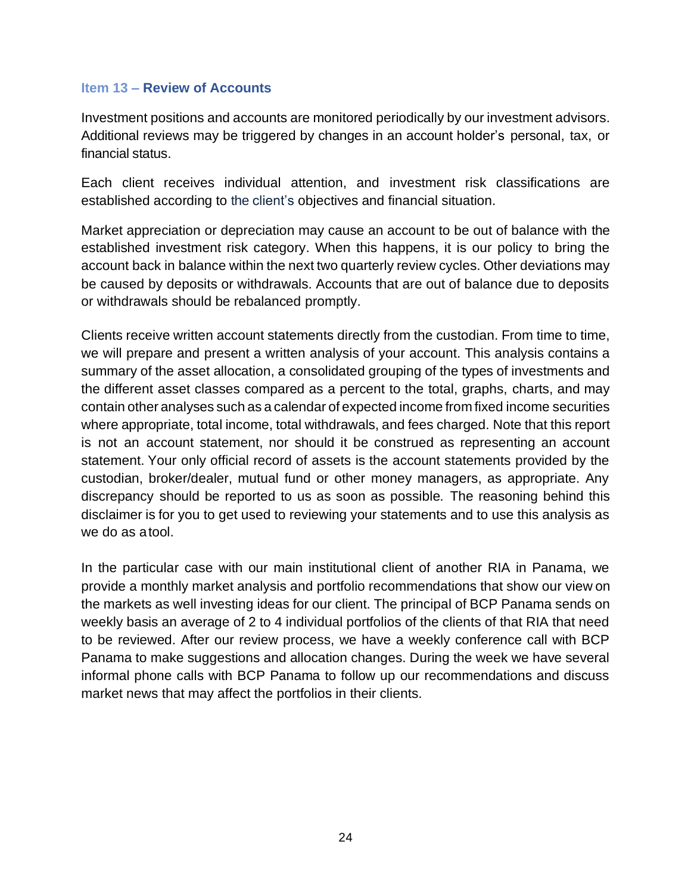## Item 13 – Review of Accounts

Investment positions and accounts are monitored periodically by our investment advisors. Additional reviews may be triggered by changes in an account holder's personal, tax, or financial status.

Each client receives individual attention, and investment risk classifications are established according to the client's objectives and financial situation.

Market appreciation or depreciation may cause an account to be out of balance with the established investment risk category. When this happens, it is our policy to bring the account back in balance within the next two quarterly review cycles. Other deviations may be caused by deposits or withdrawals. Accounts that are out of balance due to deposits or withdrawals should be rebalanced promptly.

Clients receive written account statements directly from the custodian. From time to time, we will prepare and present a written analysis of your account. This analysis contains a summary of the asset allocation, a consolidated grouping of the types of investments and the different asset classes compared as a percent to the total, graphs, charts, and may contain other analyses such as a calendar of expected income from fixed income securities where appropriate, total income, total withdrawals, and fees charged. Note that this report is not an account statement, nor should it be construed as representing an account statement. Your only official record of assets is the account statements provided by the custodian, broker/dealer, mutual fund or other money managers, as appropriate. Any discrepancy should be reported to us as soon as possible. The reasoning behind this disclaimer is for you to get used to reviewing your statements and to use this analysis as we do as a tool.

In the particular case with our main institutional client of another RIA in Panama, we provide a monthly market analysis and portfolio recommendations that show our view on the markets as well investing ideas for our client. The principal of BCP Panama sends on weekly basis an average of 2 to 4 individual portfolios of the clients of that RIA that need to be reviewed. After our review process, we have a weekly conference call with BCP Panama to make suggestions and allocation changes. During the week we have several informal phone calls with BCP Panama to follow up our recommendations and discuss market news that may affect the portfolios in their clients.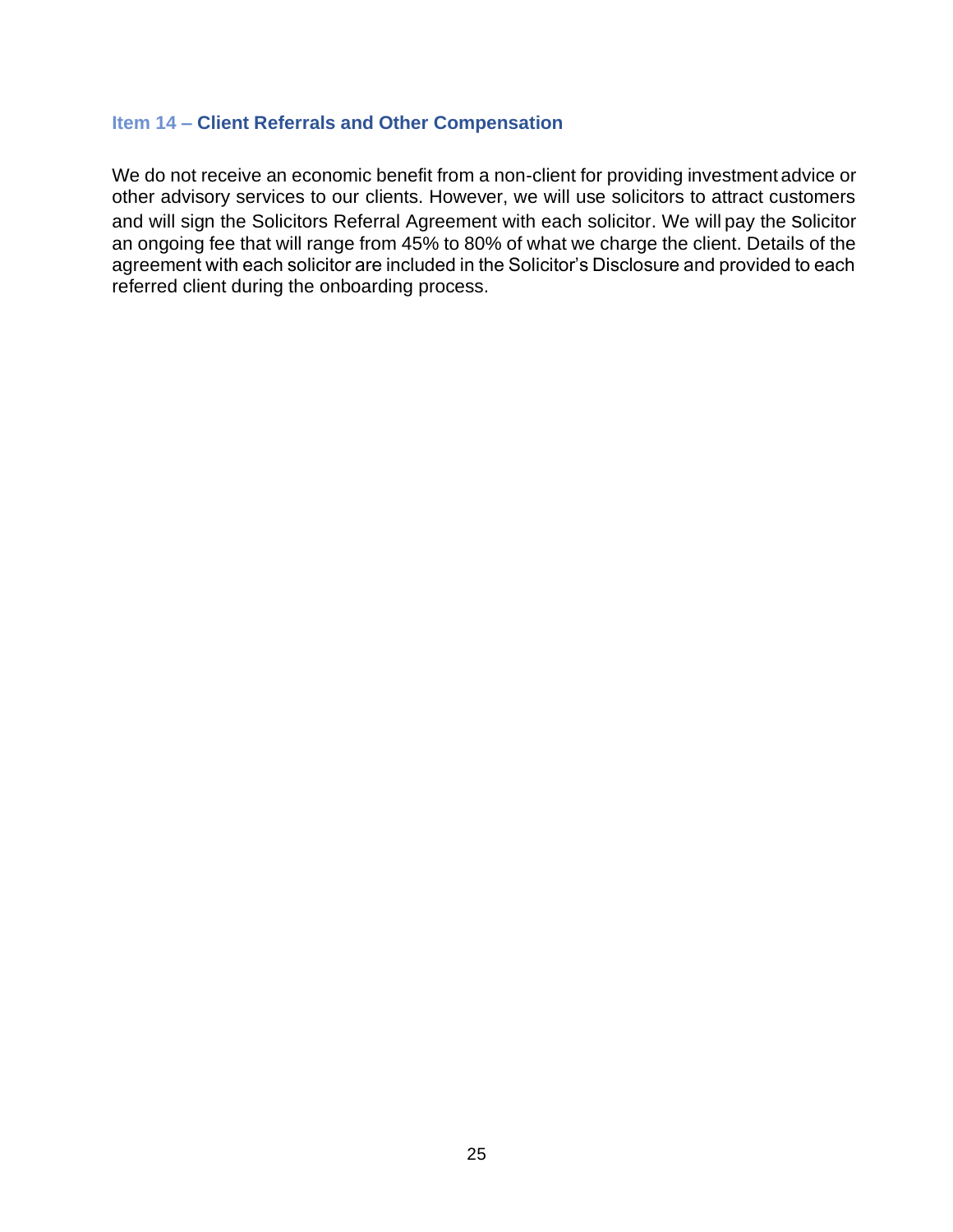## Item 14 – Client Referrals and Other Compensation

We do not receive an economic benefit from a non-client for providing investment advice or other advisory services to our clients. However, we will use solicitors to attract customers and will sign the Solicitors Referral Agreement with each solicitor. We will pay the Solicitor an ongoing fee that will range from 45% to 80% of what we charge the client. Details of the agreement with each solicitor are included in the Solicitor's Disclosure and provided to each referred client during the onboarding process.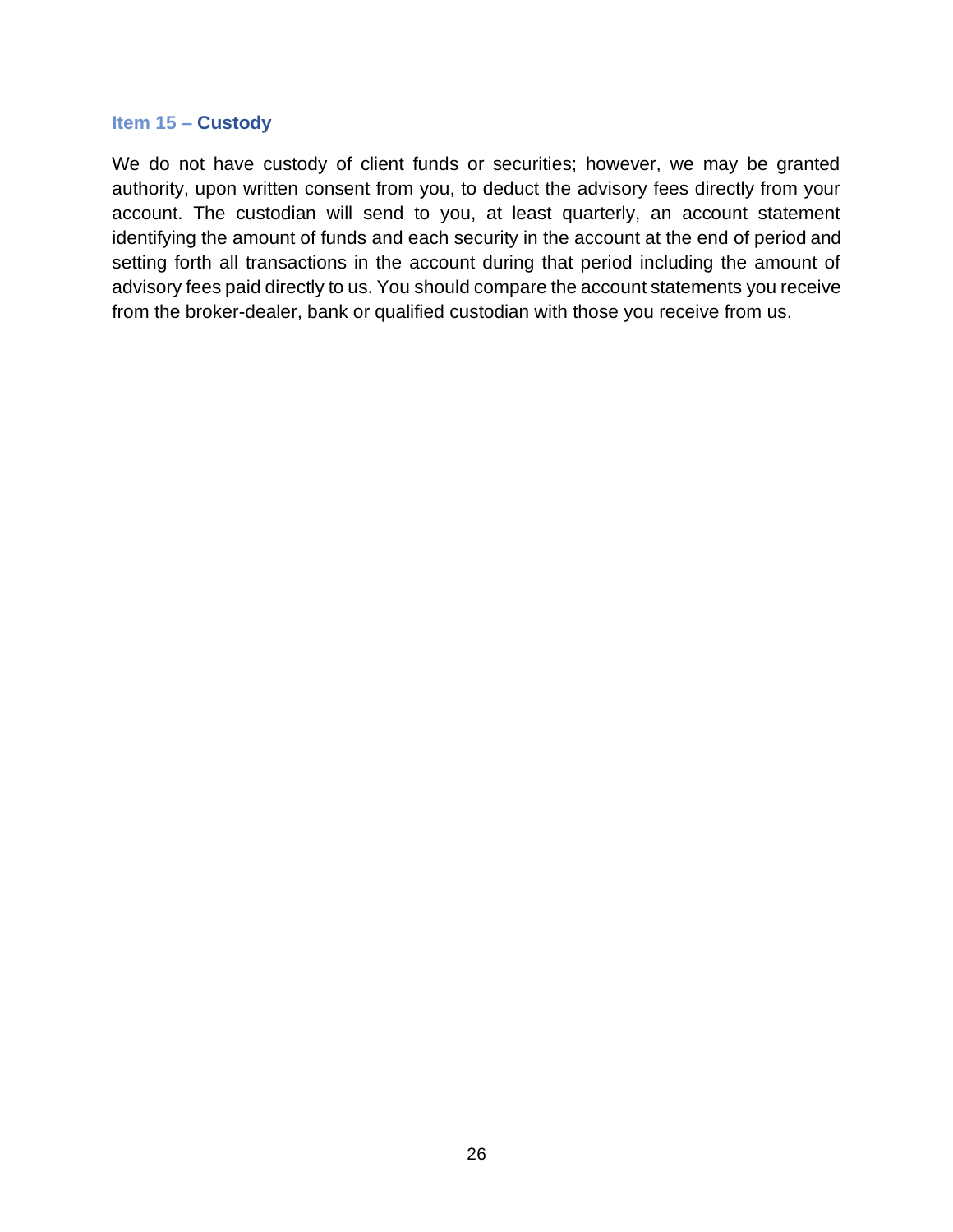## Item 15 – Custody

We do not have custody of client funds or securities; however, we may be granted authority, upon written consent from you, to deduct the advisory fees directly from your account. The custodian will send to you, at least quarterly, an account statement identifying the amount of funds and each security in the account at the end of period and setting forth all transactions in the account during that period including the amount of advisory fees paid directly to us. You should compare the account statements you receive from the broker-dealer, bank or qualified custodian with those you receive from us.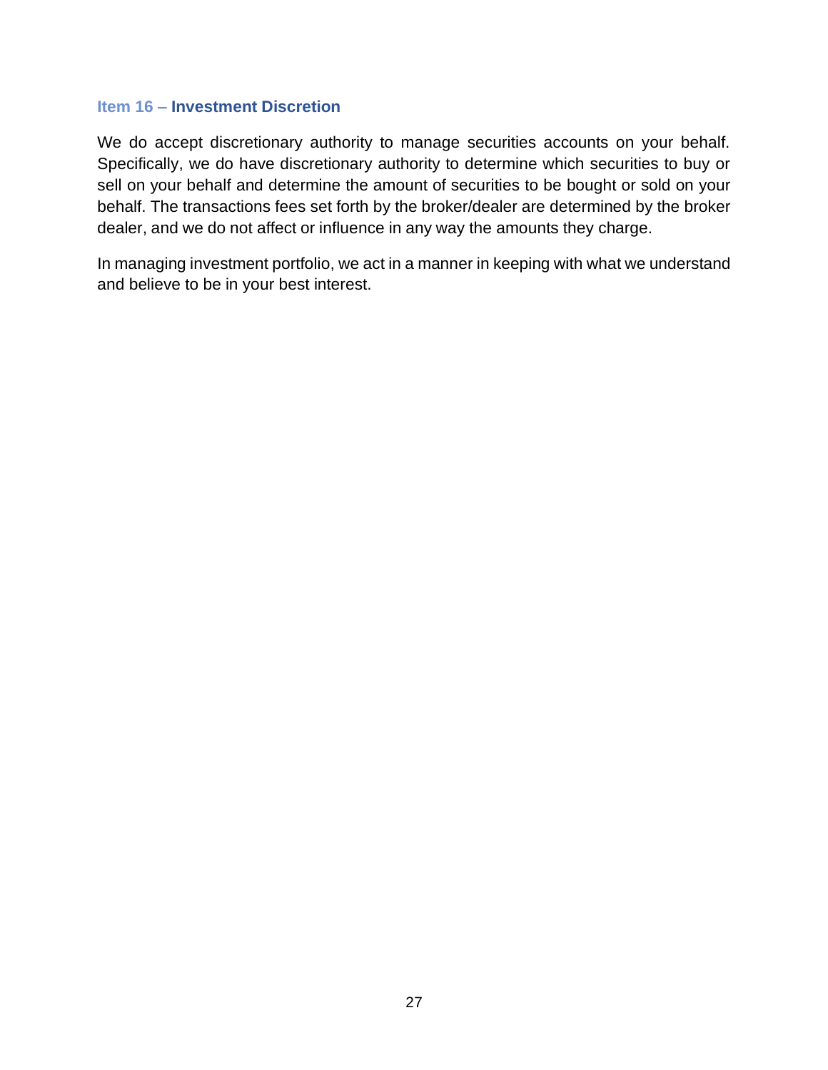## Item 16 – Investment Discretion

We do accept discretionary authority to manage securities accounts on your behalf. Specifically, we do have discretionary authority to determine which securities to buy or sell on your behalf and determine the amount of securities to be bought or sold on your behalf. The transactions fees set forth by the broker/dealer are determined by the broker dealer, and we do not affect or influence in any way the amounts they charge.

In managing investment portfolio, we act in a manner in keeping with what we understand and believe to be in your best interest.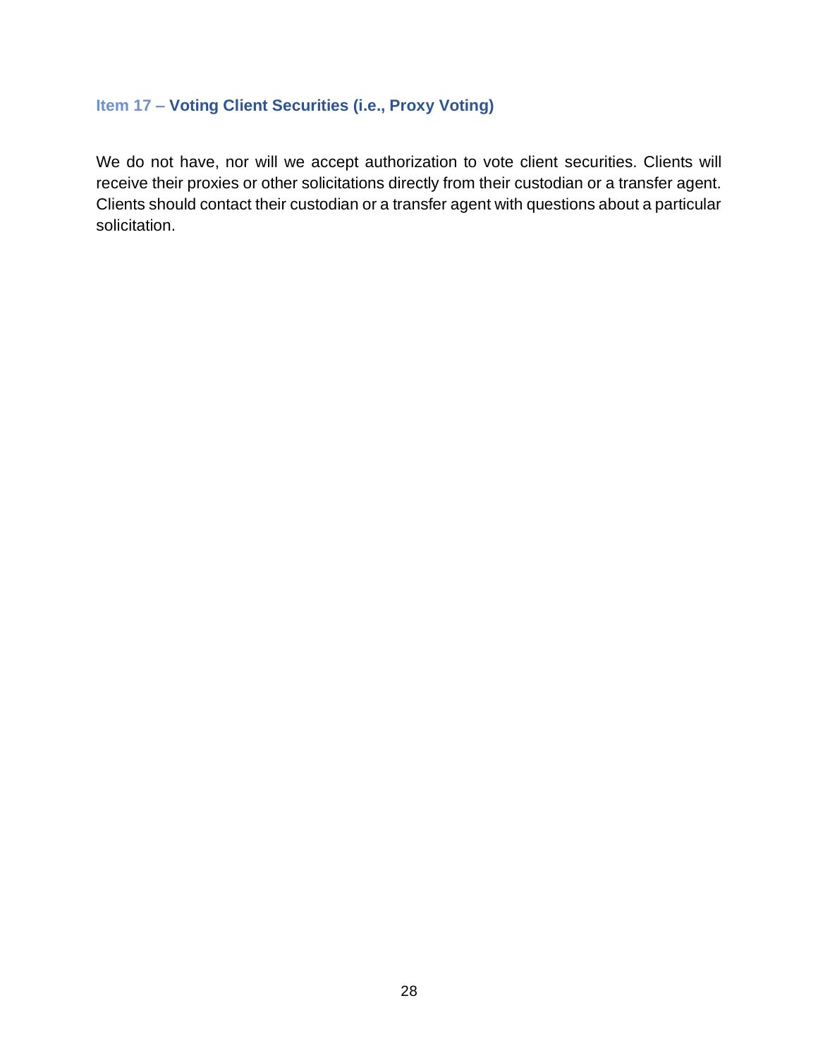## Item 17 – Voting Client Securities (i.e., Proxy Voting)

We do not have, nor will we accept authorization to vote client securities. Clients will receive their proxies or other solicitations directly from their custodian or a transfer agent. Clients should contact their custodian or a transfer agent with questions about a particular solicitation.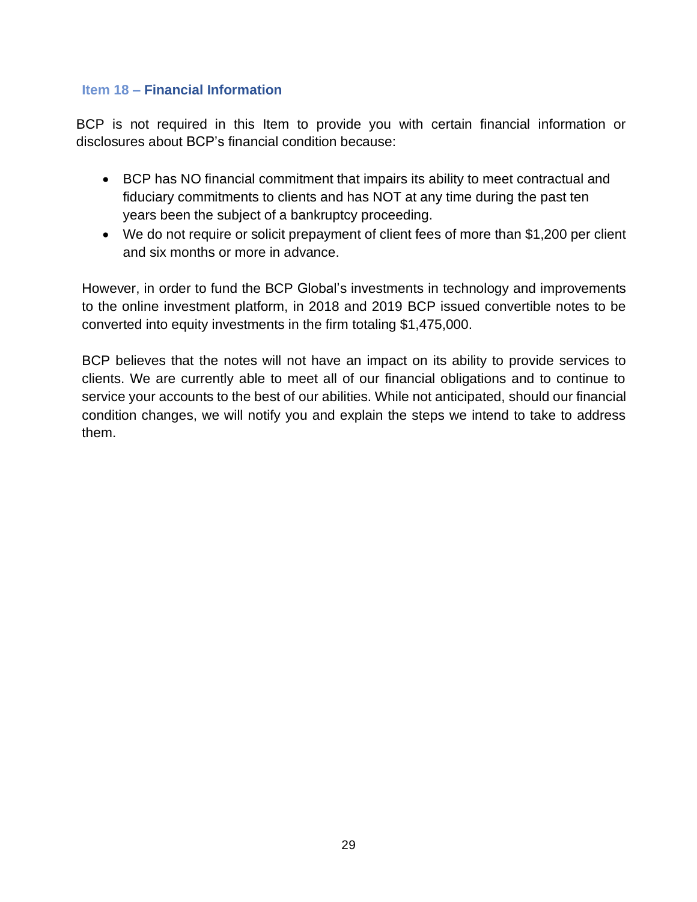## Item 18 – Financial Information

BCP is not required in this Item to provide you with certain financial information or disclosures about BCP's financial condition because:

- BCP has NO financial commitment that impairs its ability to meet contractual and fiduciary commitments to clients and has NOT at any time during the past ten years been the subject of a bankruptcy proceeding.
- We do not require or solicit prepayment of client fees of more than $1,200 per client and six months or more in advance.

However, in order to fund the BCP Global's investments in technology and improvements to the online investment platform, in 2018 and 2019 BCP issued convertible notes to be converted into equity investments in the firm totaling $1,475,000.

BCP believes that the notes will not have an impact on its ability to provide services to clients. We are currently able to meet all of our financial obligations and to continue to service your accounts to the best of our abilities. While not anticipated, should our financial condition changes, we will notify you and explain the steps we intend to take to address them.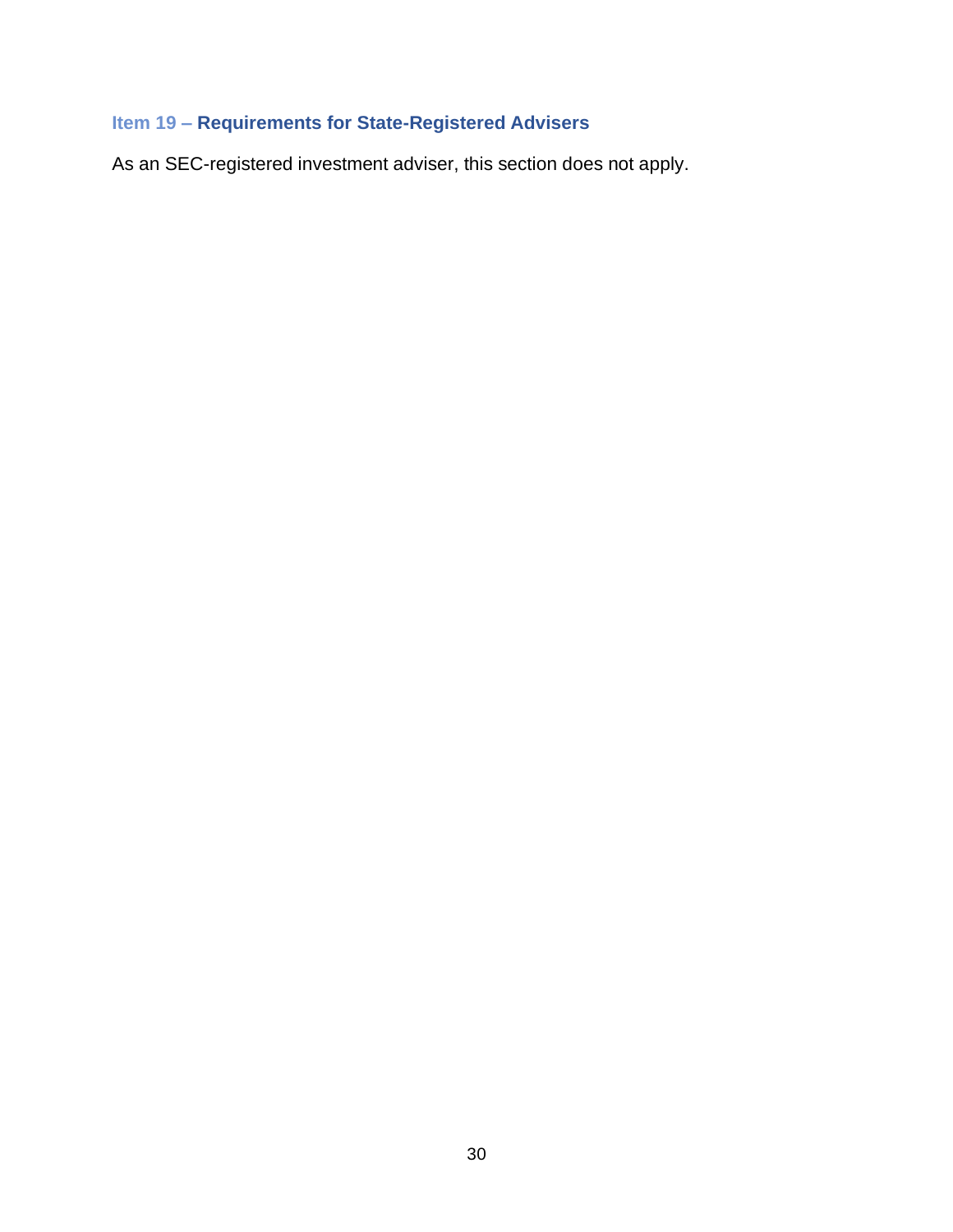## Item 19 – Requirements for State-Registered Advisers

As an SEC-registered investment adviser, this section does not apply.